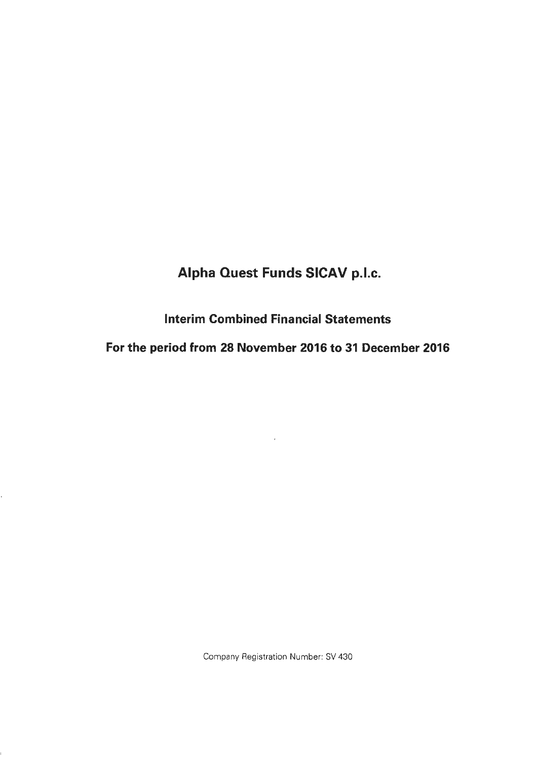# Alpha Quest Funds SICAV p.l.c.

## Interim Combined Financial Statements

## For the period from 28 November 2016 to 31 December 2016

Company Registration Number: SV 430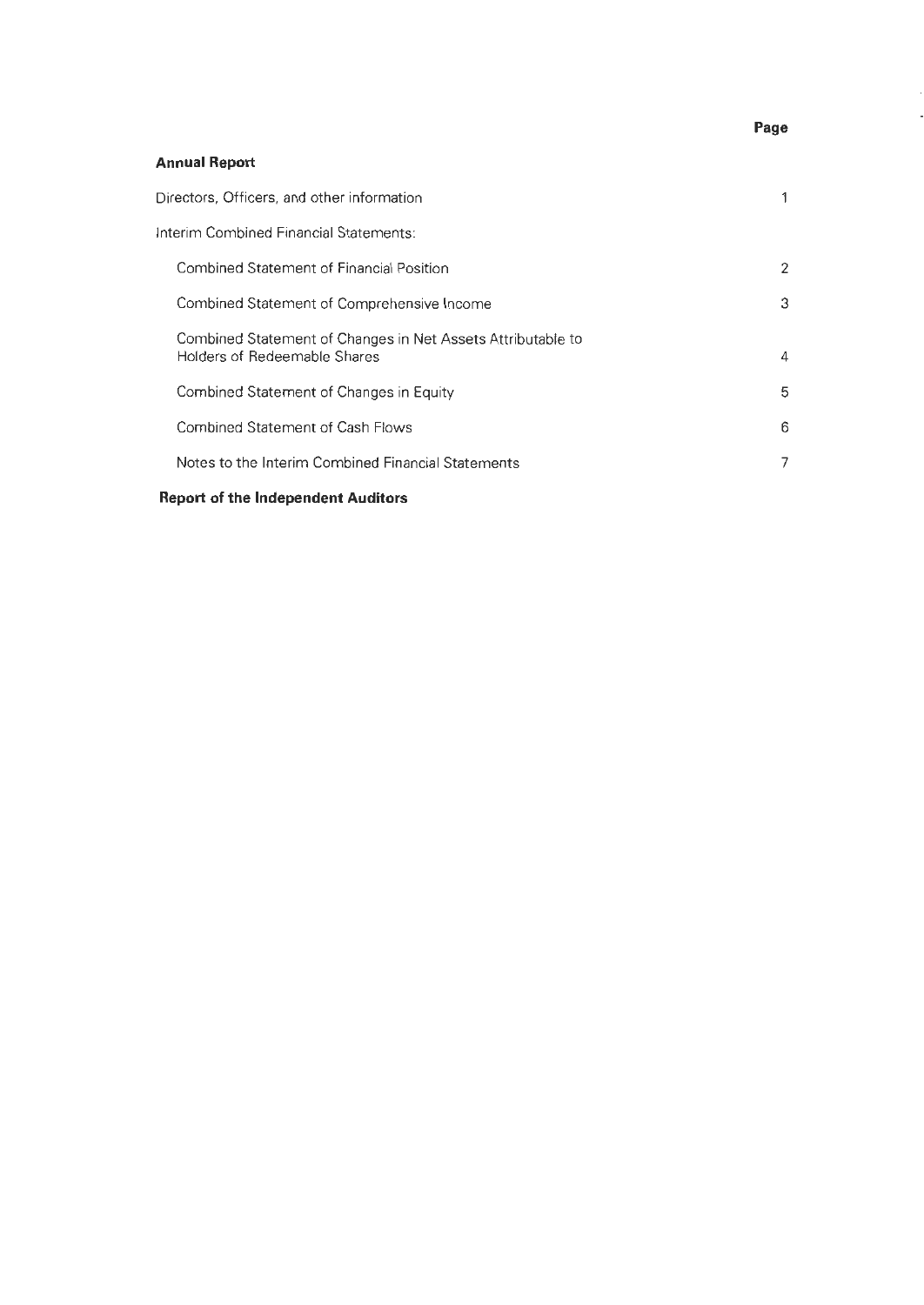| | Page |
|---|---|
| **Annual Report** | |
| Directors, Officers, and other information | 1 |
| Interim Combined Financial Statements: | |
| Combined Statement of Financial Position | 2 |
| Combined Statement of Comprehensive Income | 3 |
| Combined Statement of Changes in Net Assets Attributable to Holders of Redeemable Shares | 4 |
| Combined Statement of Changes in Equity | 5 |
| Combined Statement of Cash Flows | 6 |
| Notes to the Interim Combined Financial Statements | 7 |
| **Report of the Independent Auditors** | |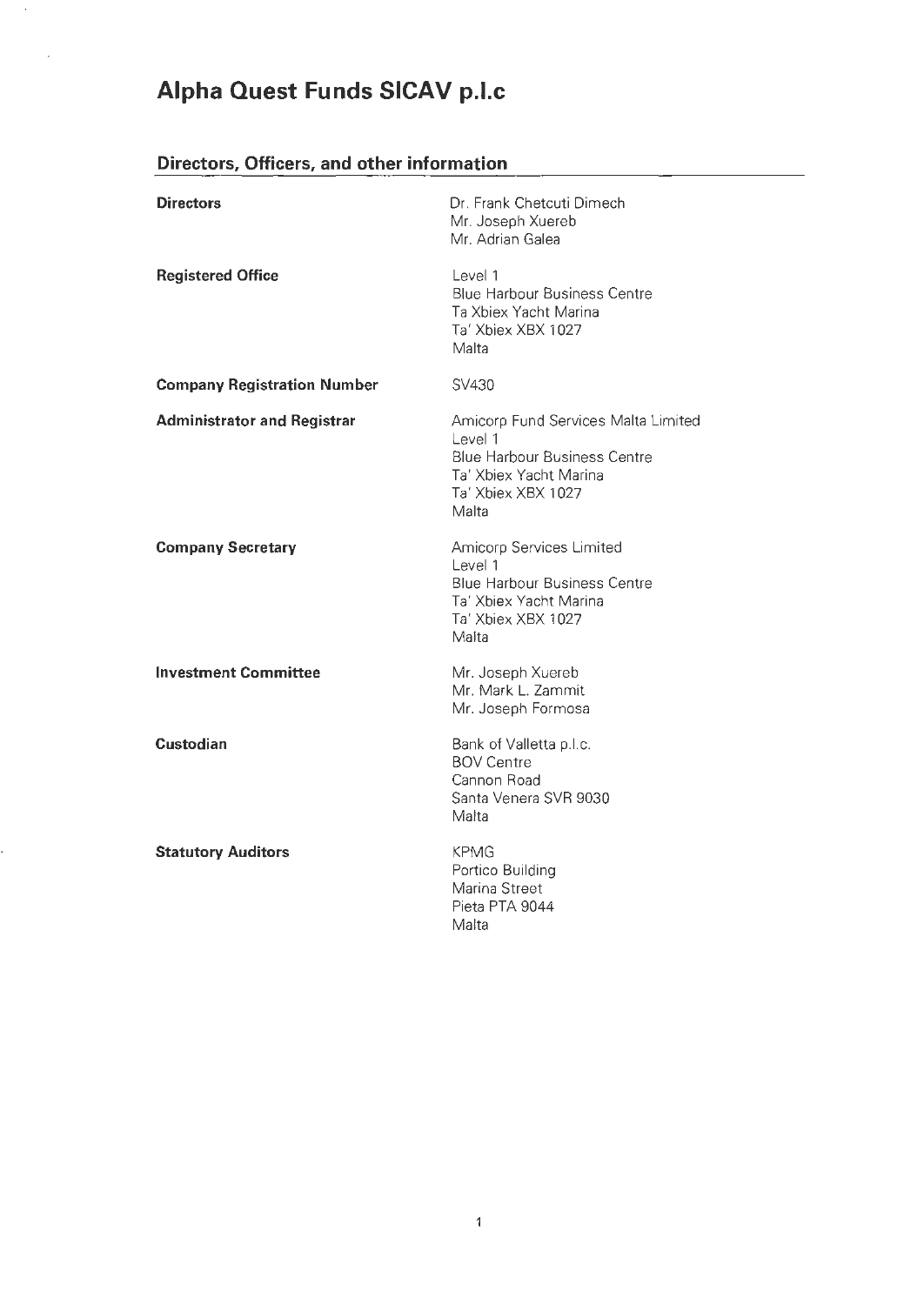# Alpha Quest Funds SICAV p.l.c

## Directors, Officers, and other information

| | |
|---|---|
| **Directors** | Dr. Frank Chetcuti Dimech<br>Mr. Joseph Xuereb<br>Mr. Adrian Galea |
| **Registered Office** | Level 1<br>Blue Harbour Business Centre<br>Ta Xbiex Yacht Marina<br>Ta' Xbiex XBX 1027<br>Malta |
| **Company Registration Number** | SV430 |
| **Administrator and Registrar** | Amicorp Fund Services Malta Limited<br>Level 1<br>Blue Harbour Business Centre<br>Ta' Xbiex Yacht Marina<br>Ta' Xbiex XBX 1027<br>Malta |
| **Company Secretary** | Amicorp Services Limited<br>Level 1<br>Blue Harbour Business Centre<br>Ta' Xbiex Yacht Marina<br>Ta' Xbiex XBX 1027<br>Malta |
| **Investment Committee** | Mr. Joseph Xuereb<br>Mr. Mark L. Zammit<br>Mr. Joseph Formosa |
| **Custodian** | Bank of Valletta p.l.c.<br>BOV Centre<br>Cannon Road<br>Santa Venera SVR 9030<br>Malta |
| **Statutory Auditors** | KPMG<br>Portico Building<br>Marina Street<br>Pieta PTA 9044<br>Malta |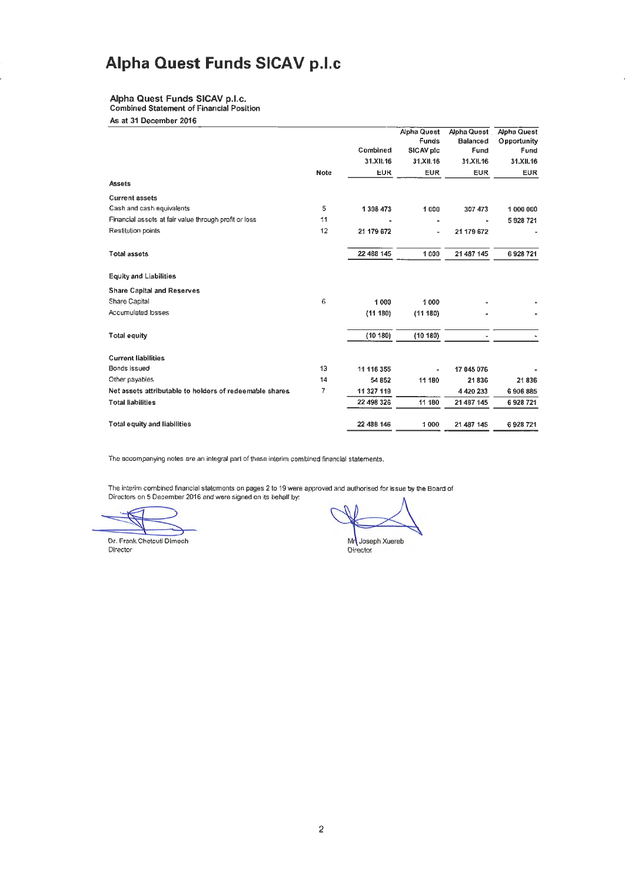# Alpha Quest Funds SICAV p.l.c

## Alpha Quest Funds SICAV p.l.c.

### Combined Statement of Financial Position

**As at 31 December 2016**

| | Note | Combined 31.XII.16 EUR | Alpha Quest Funds SICAV plc 31.XII.16 EUR | Alpha Quest Balanced Fund 31.XII.16 EUR | Alpha Quest Opportunity Fund 31.XII.16 EUR |
|---|---|---|---|---|---|
| **Assets** | | | | | |
| **Current assets** | | | | | |
| Cash and cash equivalents | 5 | 1 308 473 | 1 000 | 307 473 | 1 000 000 |
| Financial assets at fair value through profit or loss | 11 | - | - | - | 5 928 721 |
| Restitution points | 12 | 21 179 672 | - | 21 179 672 | - |
| **Total assets** | | 22 488 145 | 1 000 | 21 487 145 | 6 928 721 |
| **Equity and Liabilities** | | | | | |
| **Share Capital and Reserves** | | | | | |
| Share Capital | 6 | 1 000 | 1 000 | - | - |
| Accumulated losses | | (11 180) | (11 180) | - | - |
| **Total equity** | | (10 180) | (10 180) | - | - |
| **Current liabilities** | | | | | |
| Bonds issued | 13 | 11 116 355 | - | 17 045 076 | - |
| Other payables | 14 | 54 852 | 11 180 | 21 836 | 21 836 |
| **Net assets attributable to holders of redeemable shares** | 7 | 11 327 119 | | 4 420 233 | 6 906 885 |
| **Total liabilities** | | 22 498 326 | 11 180 | 21 487 145 | 6 928 721 |
| **Total equity and liabilities** | | 22 488 146 | 1 000 | 21 487 145 | 6 928 721 |

The accompanying notes are an integral part of these interim combined financial statements.

The interim combined financial statements on pages 2 to 19 were approved and authorised for issue by the Board of Directors on 5 December 2016 and were signed on its behalf by:

Dr. Frank Chetcuti Dimech
Director

Mr Joseph Xuereb
Director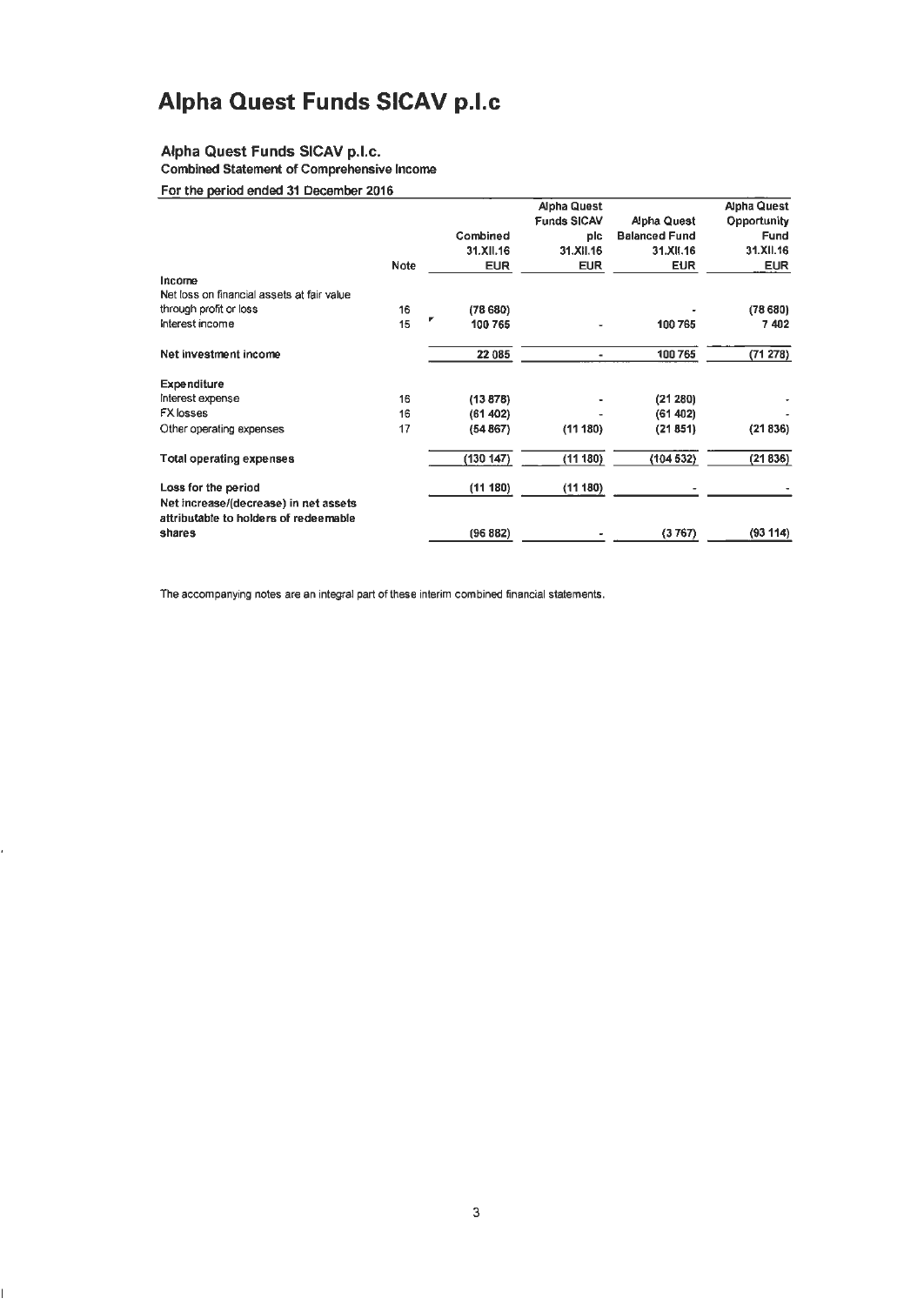# Alpha Quest Funds SICAV p.l.c

**Alpha Quest Funds SICAV p.l.c.**

**Combined Statement of Comprehensive Income**

**For the period ended 31 December 2016**

| | Note | Combined 31.XII.16 EUR | Alpha Quest Funds SICAV plc 31.XII.16 EUR | Alpha Quest Balanced Fund 31.XII.16 EUR | Alpha Quest Opportunity Fund 31.XII.16 EUR |
|---|---|---|---|---|---|
| **Income** | | | | | |
| Net loss on financial assets at fair value through profit or loss | 16 | (78 680) | | - | (78 680) |
| Interest income | 15 | 100 765 | - | 100 765 | 7 402 |
| **Net investment income** | | 22 085 | - | 100 765 | (71 278) |
| **Expenditure** | | | | | |
| Interest expense | 16 | (13 878) | - | (21 280) | - |
| FX losses | 16 | (61 402) | - | (61 402) | - |
| Other operating expenses | 17 | (54 867) | (11 180) | (21 851) | (21 836) |
| **Total operating expenses** | | (130 147) | (11 180) | (104 532) | (21 836) |
| **Loss for the period** | | (11 180) | (11 180) | - | - |
| **Net increase/(decrease) in net assets attributable to holders of redeemable shares** | | (96 882) | - | (3 767) | (93 114) |

The accompanying notes are an integral part of these interim combined financial statements.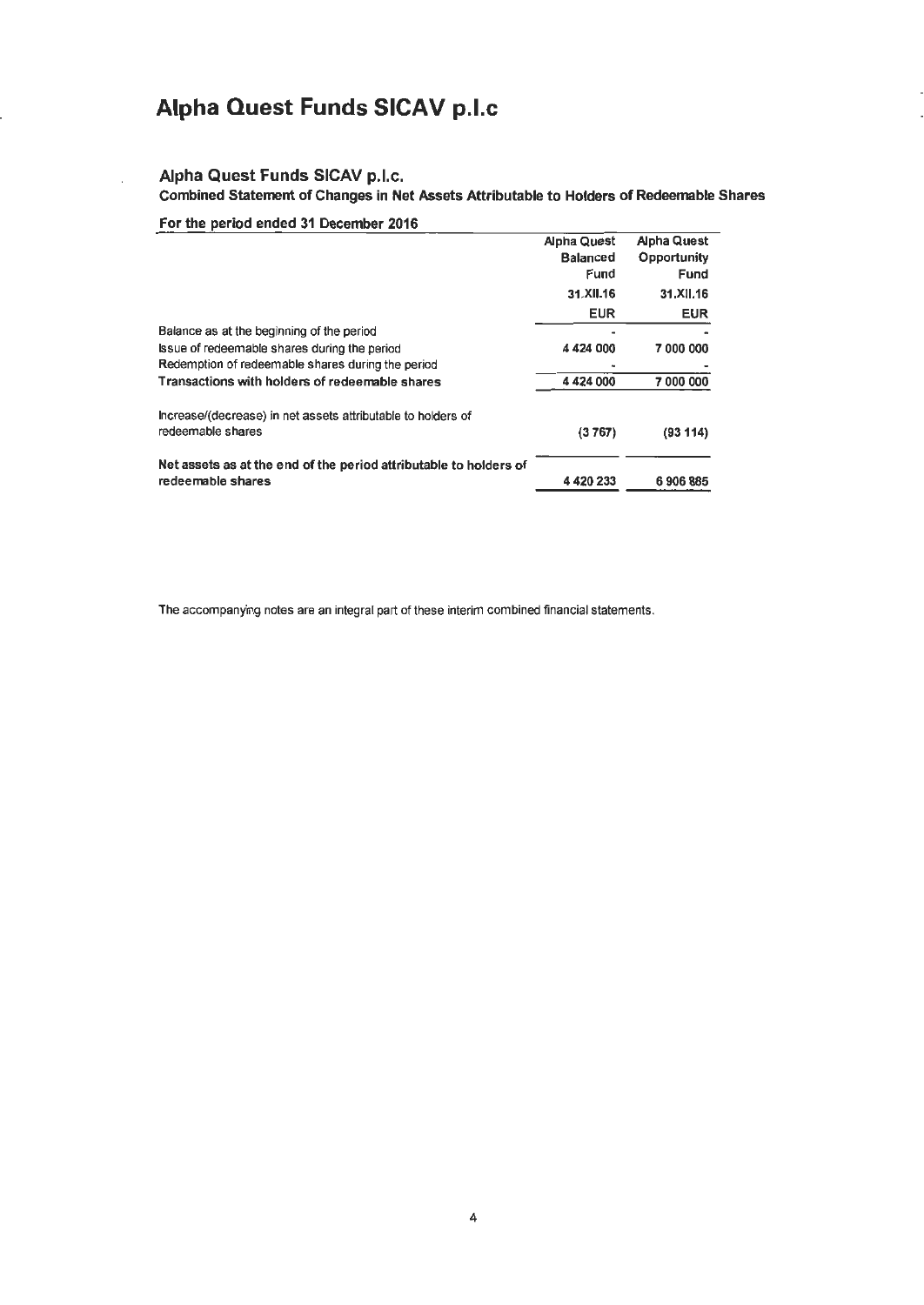# Alpha Quest Funds SICAV p.l.c

## Alpha Quest Funds SICAV p.l.c.

**Combined Statement of Changes in Net Assets Attributable to Holders of Redeemable Shares**

**For the period ended 31 December 2016**

| | Alpha Quest Balanced Fund | Alpha Quest Opportunity Fund |
|---|---|---|
| | 31.XII.16 | 31.XII.16 |
| | EUR | EUR |
| Balance as at the beginning of the period | - | - |
| Issue of redeemable shares during the period | 4 424 000 | 7 000 000 |
| Redemption of redeemable shares during the period | - | - |
| **Transactions with holders of redeemable shares** | 4 424 000 | 7 000 000 |
| Increase/(decrease) in net assets attributable to holders of redeemable shares | (3 767) | (93 114) |
| **Net assets as at the end of the period attributable to holders of redeemable shares** | 4 420 233 | 6 906 885 |

The accompanying notes are an integral part of these interim combined financial statements.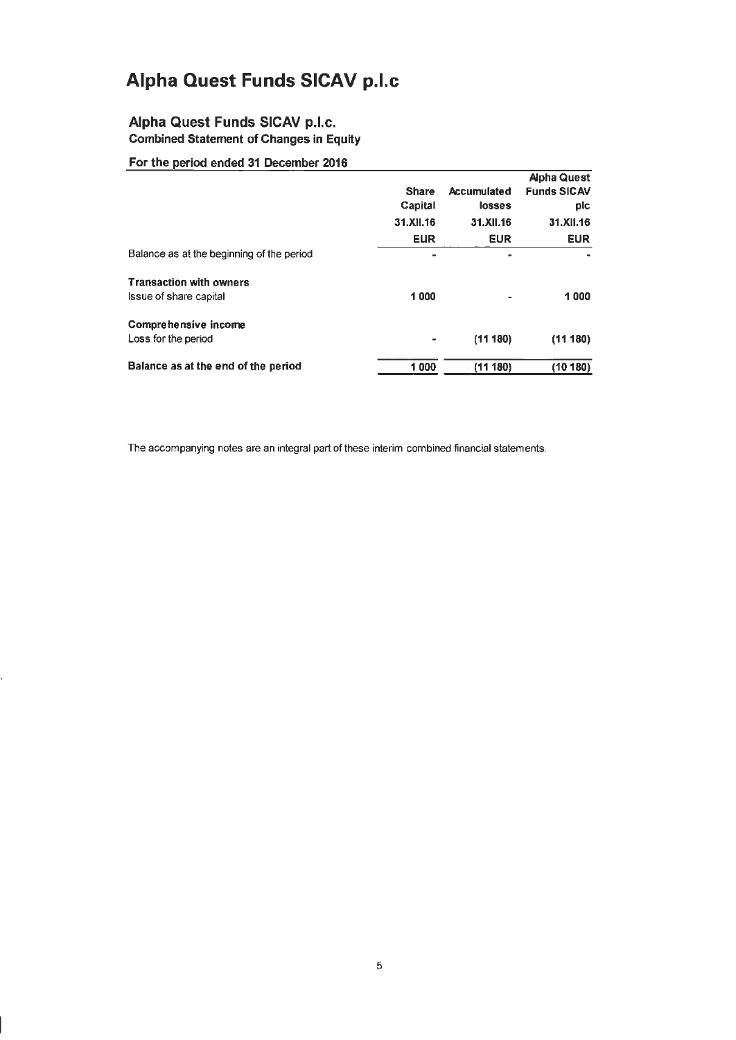# Alpha Quest Funds SICAV p.l.c

## Alpha Quest Funds SICAV p.l.c.

### Combined Statement of Changes in Equity

**For the period ended 31 December 2016**

| | Share Capital | Accumulated losses | Alpha Quest Funds SICAV plc |
|---|---|---|---|
| | 31.XII.16 | 31.XII.16 | 31.XII.16 |
| | EUR | EUR | EUR |
| Balance as at the beginning of the period | - | - | - |
| **Transaction with owners** | | | |
| Issue of share capital | 1 000 | - | 1 000 |
| **Comprehensive income** | | | |
| Loss for the period | - | (11 180) | (11 180) |
| **Balance as at the end of the period** | **1 000** | **(11 180)** | **(10 180)** |

The accompanying notes are an integral part of these interim combined financial statements.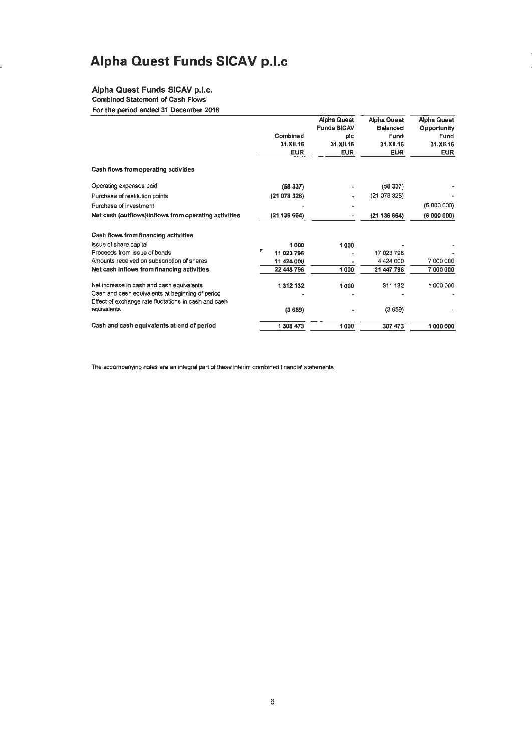# Alpha Quest Funds SICAV p.l.c

## Alpha Quest Funds SICAV p.l.c.

**Combined Statement of Cash Flows**

**For the period ended 31 December 2016**

| | Combined 31.XII.16 EUR | Alpha Quest Funds SICAV plc 31.XII.16 EUR | Alpha Quest Balanced Fund 31.XII.16 EUR | Alpha Quest Opportunity Fund 31.XII.16 EUR |
|---|---|---|---|---|
| **Cash flows from operating activities** | | | | |
| Operating expenses paid | (58 337) | - | (58 337) | - |
| Purchase of restitution points | (21 078 328) | - | (21 078 328) | - |
| Purchase of investment | - | - | | (6 000 000) |
| **Net cash (outflows)/inflows from operating activities** | (21 136 664) | - | (21 136 664) | (6 000 000) |
| **Cash flows from financing activities** | | | | |
| Issue of share capital | 1 000 | 1 000 | - | - |
| Proceeds from issue of bonds | 11 023 796 | - | 17 023 796 | - |
| Amounts received on subscription of shares | 11 424 000 | - | 4 424 000 | 7 000 000 |
| **Net cash inflows from financing activities** | 22 448 796 | 1 000 | 21 447 796 | 7 000 000 |
| Net increase in cash and cash equivalents | 1 312 132 | 1 000 | 311 132 | 1 000 000 |
| Cash and cash equivalents at beginning of period | - | - | - | - |
| Effect of exchange rate fluctations in cash and cash equivalents | (3 659) | - | (3 659) | - |
| **Cash and cash equivalents at end of period** | 1 308 473 | 1 000 | 307 473 | 1 000 000 |

The accompanying notes are an integral part of these interim combined financial statements.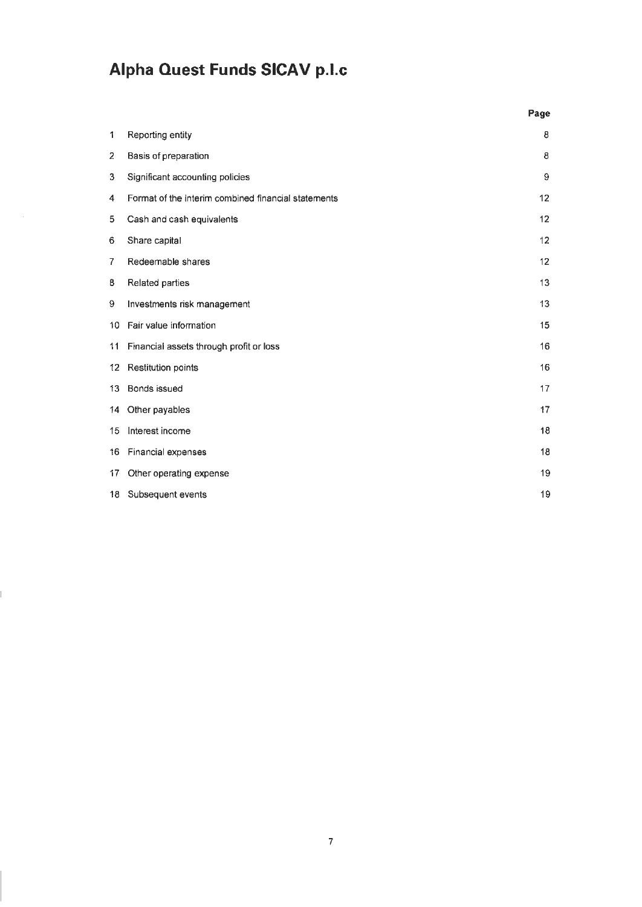# Alpha Quest Funds SICAV p.l.c

| | | Page |
|---|---|---|
| 1 | Reporting entity | 8 |
| 2 | Basis of preparation | 8 |
| 3 | Significant accounting policies | 9 |
| 4 | Format of the interim combined financial statements | 12 |
| 5 | Cash and cash equivalents | 12 |
| 6 | Share capital | 12 |
| 7 | Redeemable shares | 12 |
| 8 | Related parties | 13 |
| 9 | Investments risk management | 13 |
| 10 | Fair value information | 15 |
| 11 | Financial assets through profit or loss | 16 |
| 12 | Restitution points | 16 |
| 13 | Bonds issued | 17 |
| 14 | Other payables | 17 |
| 15 | Interest income | 18 |
| 16 | Financial expenses | 18 |
| 17 | Other operating expense | 19 |
| 18 | Subsequent events | 19 |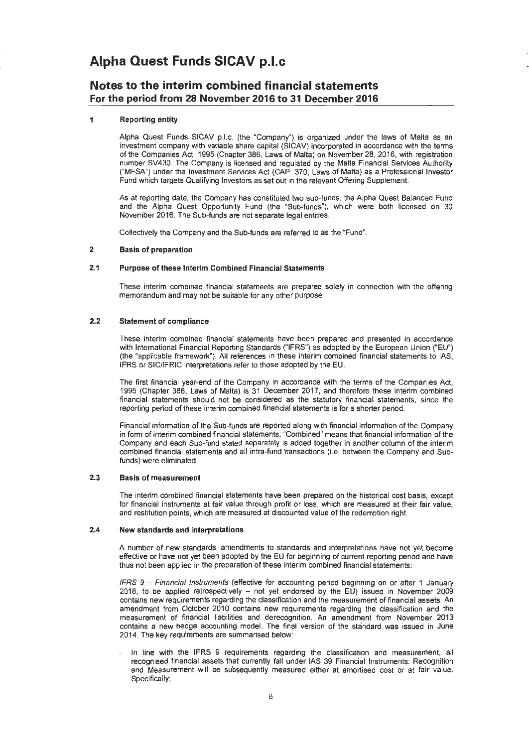# Alpha Quest Funds SICAV p.l.c

## Notes to the interim combined financial statements
**For the period from 28 November 2016 to 31 December 2016**

### 1 Reporting entity

Alpha Quest Funds SICAV p.l.c. (the "Company") is organized under the laws of Malta as an investment company with variable share capital (SICAV) incorporated in accordance with the terms of the Companies Act, 1995 (Chapter 386, Laws of Malta) on November 28, 2016, with registration number SV430. The Company is licensed and regulated by the Malta Financial Services Authority ("MFSA") under the Investment Services Act (CAP. 370, Laws of Malta) as a Professional Investor Fund which targets Qualifying Investors as set out in the relevant Offering Supplement.

As at reporting date, the Company has constituted two sub-funds, the Alpha Quest Balanced Fund and the Alpha Quest Opportunity Fund (the "Sub-funds"), which were both licensed on 30 November 2016. The Sub-funds are not separate legal entities.

Collectively the Company and the Sub-funds are referred to as the "Fund".

### 2 Basis of preparation

#### 2.1 Purpose of these Interim Combined Financial Statements

These interim combined financial statements are prepared solely in connection with the offering memorandum and may not be suitable for any other purpose.

#### 2.2 Statement of compliance

These interim combined financial statements have been prepared and presented in accordance with International Financial Reporting Standards ("IFRS") as adopted by the European Union ("EU") (the "applicable framework"). All references in these interim combined financial statements to IAS, IFRS or SIC/IFRIC interpretations refer to those adopted by the EU.

The first financial year-end of the Company in accordance with the terms of the Companies Act, 1995 (Chapter 386, Laws of Malta) is 31 December 2017, and therefore these interim combined financial statements should not be considered as the statutory financial statements, since the reporting period of these interim combined financial statements is for a shorter period.

Financial information of the Sub-funds are reported along with financial information of the Company in form of interim combined financial statements. "Combined" means that financial information of the Company and each Sub-fund stated separately is added together in another column of the interim combined financial statements and all intra-fund transactions (i.e. between the Company and Sub-funds) were eliminated.

#### 2.3 Basis of measurement

The interim combined financial statements have been prepared on the historical cost basis, except for financial instruments at fair value through profit or loss, which are measured at their fair value, and restitution points, which are measured at discounted value of the redemption right.

#### 2.4 New standards and interpretations

A number of new standards, amendments to standards and interpretations have not yet become effective or have not yet been adopted by the EU for beginning of current reporting period and have thus not been applied in the preparation of these interim combined financial statements:

*IFRS 9 – Financial Instruments* (effective for accounting period beginning on or after 1 January 2018, to be applied retrospectively – not yet endorsed by the EU) issued in November 2009 contains new requirements regarding the classification and the measurement of financial assets. An amendment from October 2010 contains new requirements regarding the classification and the measurement of financial liabilities and derecognition. An amendment from November 2013 contains a new hedge accounting model. The final version of the standard was issued in June 2014. The key requirements are summarised below:

- In line with the IFRS 9 requirements regarding the classification and measurement, all recognised financial assets that currently fall under IAS 39 Financial Instruments: Recognition and Measurement will be subsequently measured either at amortised cost or at fair value. Specifically: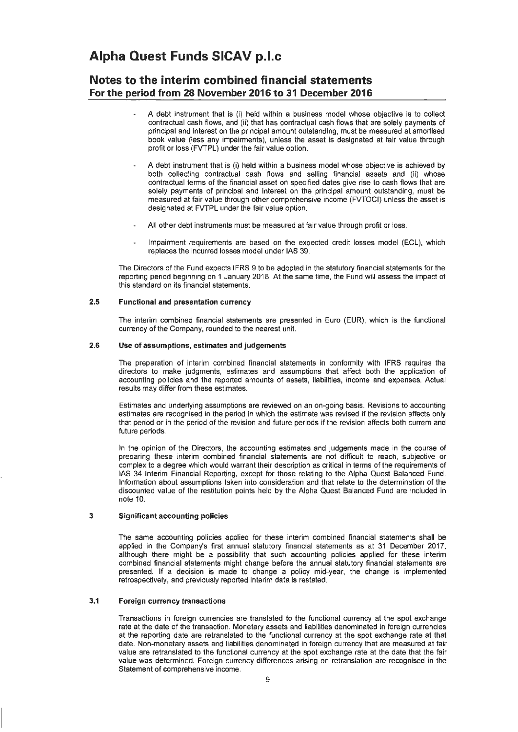- A debt instrument that is (i) held within a business model whose objective is to collect contractual cash flows, and (ii) that has contractual cash flows that are solely payments of principal and interest on the principal amount outstanding, must be measured at amortised book value (less any impairments), unless the asset is designated at fair value through profit or loss (FVTPL) under the fair value option.

- A debt instrument that is (i) held within a business model whose objective is achieved by both collecting contractual cash flows and selling financial assets and (ii) whose contractual terms of the financial asset on specified dates give rise to cash flows that are solely payments of principal and interest on the principal amount outstanding, must be measured at fair value through other comprehensive income (FVTOCI) unless the asset is designated at FVTPL under the fair value option.

- All other debt instruments must be measured at fair value through profit or loss.

- Impairment requirements are based on the expected credit losses model (ECL), which replaces the incurred losses model under IAS 39.

The Directors of the Fund expects IFRS 9 to be adopted in the statutory financial statements for the reporting period beginning on 1 January 2018. At the same time, the Fund will assess the impact of this standard on its financial statements.

### 2.5 Functional and presentation currency

The interim combined financial statements are presented in Euro (EUR), which is the functional currency of the Company, rounded to the nearest unit.

### 2.6 Use of assumptions, estimates and judgements

The preparation of interim combined financial statements in conformity with IFRS requires the directors to make judgments, estimates and assumptions that affect both the application of accounting policies and the reported amounts of assets, liabilities, income and expenses. Actual results may differ from these estimates.

Estimates and underlying assumptions are reviewed on an on-going basis. Revisions to accounting estimates are recognised in the period in which the estimate was revised if the revision affects only that period or in the period of the revision and future periods if the revision affects both current and future periods.

In the opinion of the Directors, the accounting estimates and judgements made in the course of preparing these interim combined financial statements are not difficult to reach, subjective or complex to a degree which would warrant their description as critical in terms of the requirements of IAS 34 Interim Financial Reporting, except for those relating to the Alpha Quest Balanced Fund. Information about assumptions taken into consideration and that relate to the determination of the discounted value of the restitution points held by the Alpha Quest Balanced Fund are included in note 10.

## 3 Significant accounting policies

The same accounting policies applied for these interim combined financial statements shall be applied in the Company's first annual statutory financial statements as at 31 December 2017, although there might be a possibility that such accounting policies applied for these interim combined financial statements might change before the annual statutory financial statements are presented. If a decision is made to change a policy mid-year, the change is implemented retrospectively, and previously reported interim data is restated.

### 3.1 Foreign currency transactions

Transactions in foreign currencies are translated to the functional currency at the spot exchange rate at the date of the transaction. Monetary assets and liabilities denominated in foreign currencies at the reporting date are retranslated to the functional currency at the spot exchange rate at that date. Non-monetary assets and liabilities denominated in foreign currency that are measured at fair value are retranslated to the functional currency at the spot exchange rate at the date that the fair value was determined. Foreign currency differences arising on retranslation are recognised in the Statement of comprehensive income.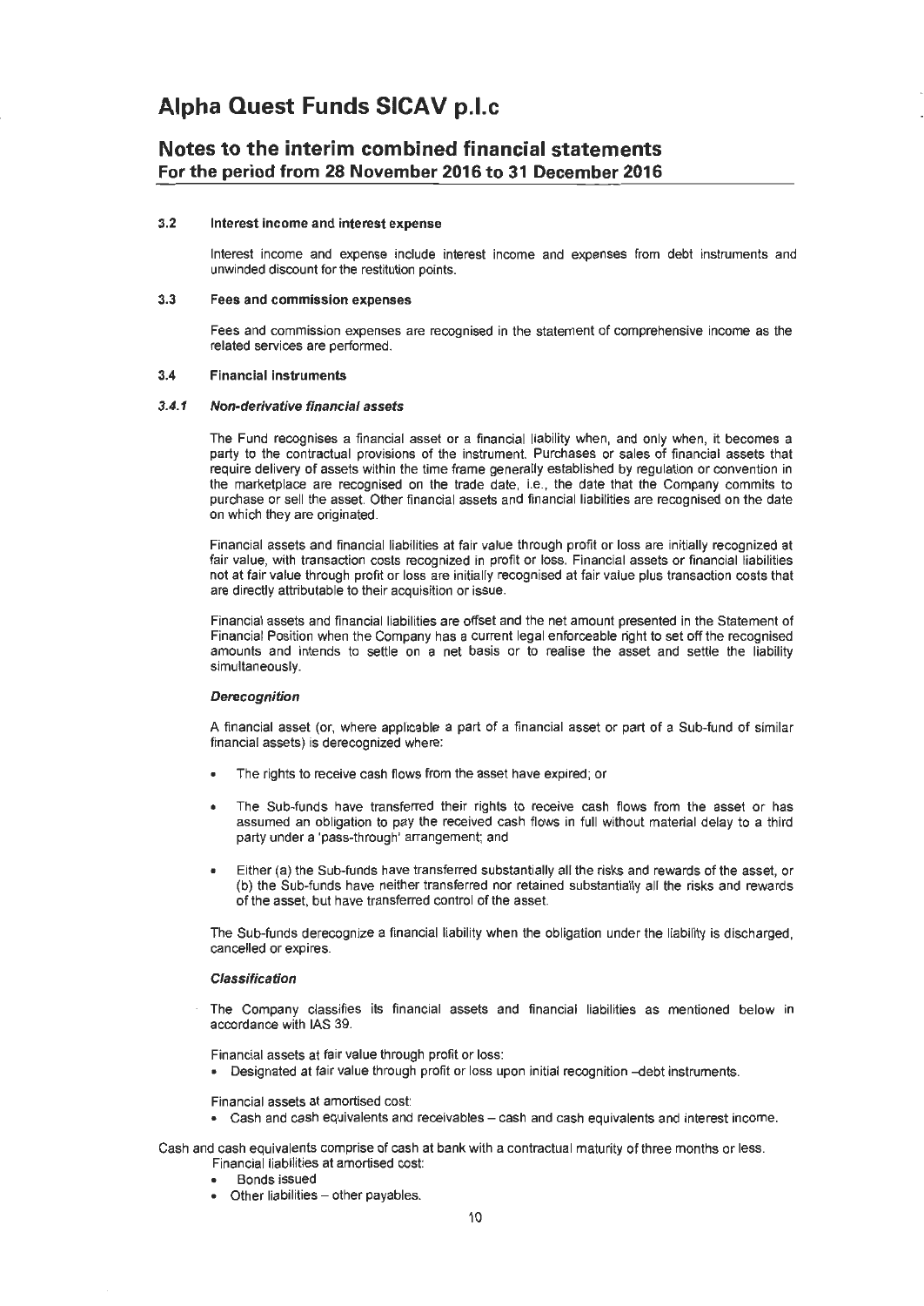#### 3.2 Interest income and interest expense

Interest income and expense include interest income and expenses from debt instruments and unwinded discount for the restitution points.

#### 3.3 Fees and commission expenses

Fees and commission expenses are recognised in the statement of comprehensive income as the related services are performed.

#### 3.4 Financial instruments

##### *3.4.1 Non-derivative financial assets*

The Fund recognises a financial asset or a financial liability when, and only when, it becomes a party to the contractual provisions of the instrument. Purchases or sales of financial assets that require delivery of assets within the time frame generally established by regulation or convention in the marketplace are recognised on the trade date, i.e., the date that the Company commits to purchase or sell the asset. Other financial assets and financial liabilities are recognised on the date on which they are originated.

Financial assets and financial liabilities at fair value through profit or loss are initially recognized at fair value, with transaction costs recognized in profit or loss. Financial assets or financial liabilities not at fair value through profit or loss are initially recognised at fair value plus transaction costs that are directly attributable to their acquisition or issue.

Financial assets and financial liabilities are offset and the net amount presented in the Statement of Financial Position when the Company has a current legal enforceable right to set off the recognised amounts and intends to settle on a net basis or to realise the asset and settle the liability simultaneously.

***Derecognition***

A financial asset (or, where applicable a part of a financial asset or part of a Sub-fund of similar financial assets) is derecognized where:

- The rights to receive cash flows from the asset have expired; or
- The Sub-funds have transferred their rights to receive cash flows from the asset or has assumed an obligation to pay the received cash flows in full without material delay to a third party under a 'pass-through' arrangement; and
- Either (a) the Sub-funds have transferred substantially all the risks and rewards of the asset, or (b) the Sub-funds have neither transferred nor retained substantially all the risks and rewards of the asset, but have transferred control of the asset.

The Sub-funds derecognize a financial liability when the obligation under the liability is discharged, cancelled or expires.

***Classification***

The Company classifies its financial assets and financial liabilities as mentioned below in accordance with IAS 39.

Financial assets at fair value through profit or loss:

- Designated at fair value through profit or loss upon initial recognition –debt instruments.

Financial assets at amortised cost:

- Cash and cash equivalents and receivables – cash and cash equivalents and interest income.

Cash and cash equivalents comprise of cash at bank with a contractual maturity of three months or less.

Financial liabilities at amortised cost:

- Bonds issued
- Other liabilities – other payables.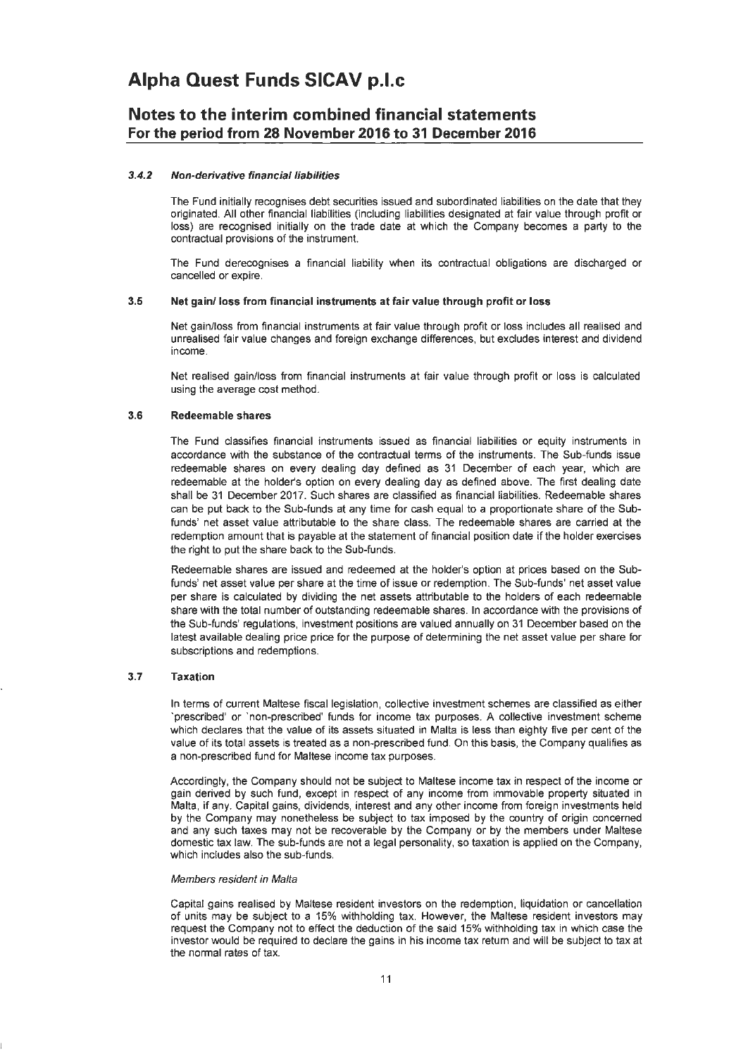# Alpha Quest Funds SICAV p.l.c

## Notes to the interim combined financial statements
## For the period from 28 November 2016 to 31 December 2016

#### 3.4.2 *Non-derivative financial liabilities*

The Fund initially recognises debt securities issued and subordinated liabilities on the date that they originated. All other financial liabilities (including liabilities designated at fair value through profit or loss) are recognised initially on the trade date at which the Company becomes a party to the contractual provisions of the instrument.

The Fund derecognises a financial liability when its contractual obligations are discharged or cancelled or expire.

### 3.5 Net gain/ loss from financial instruments at fair value through profit or loss

Net gain/loss from financial instruments at fair value through profit or loss includes all realised and unrealised fair value changes and foreign exchange differences, but excludes interest and dividend income.

Net realised gain/loss from financial instruments at fair value through profit or loss is calculated using the average cost method.

### 3.6 Redeemable shares

The Fund classifies financial instruments issued as financial liabilities or equity instruments in accordance with the substance of the contractual terms of the instruments. The Sub-funds issue redeemable shares on every dealing day defined as 31 December of each year, which are redeemable at the holder's option on every dealing day as defined above. The first dealing date shall be 31 December 2017. Such shares are classified as financial liabilities. Redeemable shares can be put back to the Sub-funds at any time for cash equal to a proportionate share of the Sub-funds' net asset value attributable to the share class. The redeemable shares are carried at the redemption amount that is payable at the statement of financial position date if the holder exercises the right to put the share back to the Sub-funds.

Redeemable shares are issued and redeemed at the holder's option at prices based on the Sub-funds' net asset value per share at the time of issue or redemption. The Sub-funds' net asset value per share is calculated by dividing the net assets attributable to the holders of each redeemable share with the total number of outstanding redeemable shares. In accordance with the provisions of the Sub-funds' regulations, investment positions are valued annually on 31 December based on the latest available dealing price price for the purpose of determining the net asset value per share for subscriptions and redemptions.

### 3.7 Taxation

In terms of current Maltese fiscal legislation, collective investment schemes are classified as either 'prescribed' or 'non-prescribed' funds for income tax purposes. A collective investment scheme which declares that the value of its assets situated in Malta is less than eighty five per cent of the value of its total assets is treated as a non-prescribed fund. On this basis, the Company qualifies as a non-prescribed fund for Maltese income tax purposes.

Accordingly, the Company should not be subject to Maltese income tax in respect of the income or gain derived by such fund, except in respect of any income from immovable property situated in Malta, if any. Capital gains, dividends, interest and any other income from foreign investments held by the Company may nonetheless be subject to tax imposed by the country of origin concerned and any such taxes may not be recoverable by the Company or by the members under Maltese domestic tax law. The sub-funds are not a legal personality, so taxation is applied on the Company, which includes also the sub-funds.

*Members resident in Malta*

Capital gains realised by Maltese resident investors on the redemption, liquidation or cancellation of units may be subject to a 15% withholding tax. However, the Maltese resident investors may request the Company not to effect the deduction of the said 15% withholding tax in which case the investor would be required to declare the gains in his income tax return and will be subject to tax at the normal rates of tax.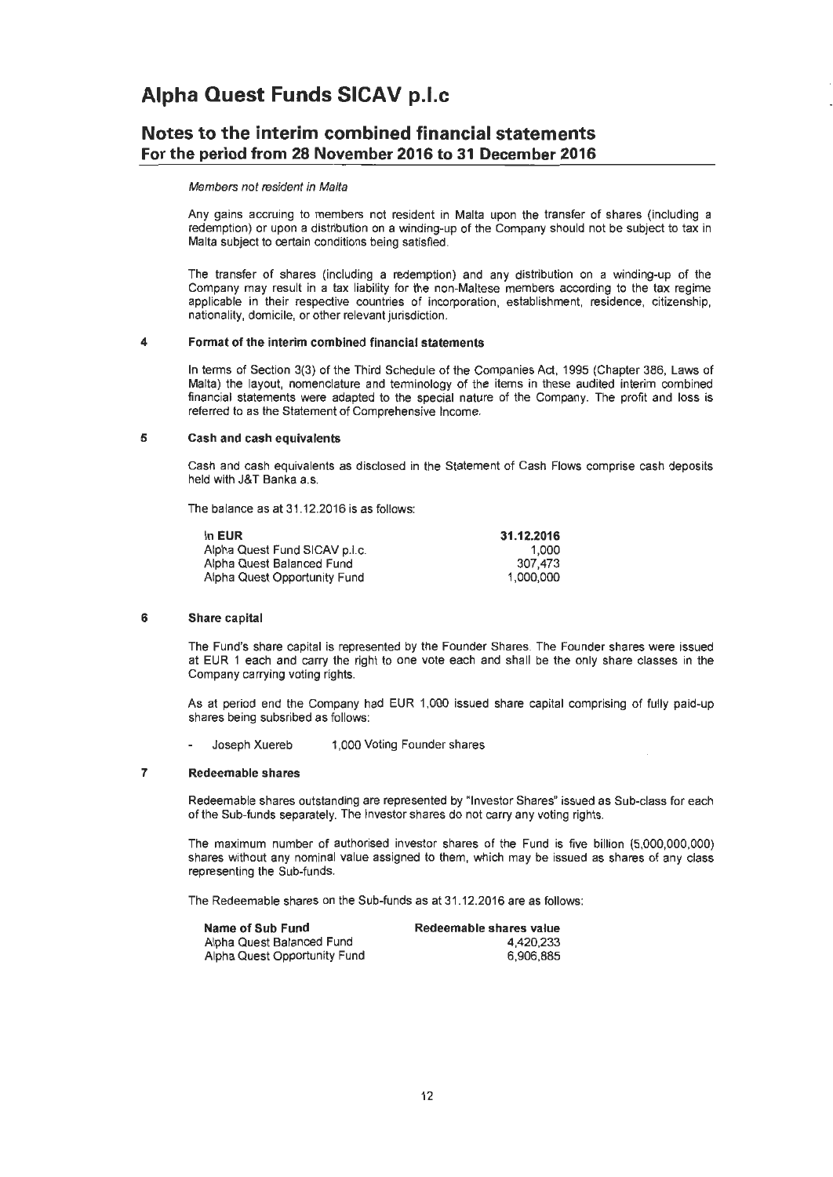*Members not resident in Malta*

Any gains accruing to members not resident in Malta upon the transfer of shares (including a redemption) or upon a distribution on a winding-up of the Company should not be subject to tax in Malta subject to certain conditions being satisfied.

The transfer of shares (including a redemption) and any distribution on a winding-up of the Company may result in a tax liability for the non-Maltese members according to the tax regime applicable in their respective countries of incorporation, establishment, residence, citizenship, nationality, domicile, or other relevant jurisdiction.

## 4 Format of the interim combined financial statements

In terms of Section 3(3) of the Third Schedule of the Companies Act, 1995 (Chapter 386, Laws of Malta) the layout, nomenclature and terminology of the items in these audited interim combined financial statements were adapted to the special nature of the Company. The profit and loss is referred to as the Statement of Comprehensive Income.

## 5 Cash and cash equivalents

Cash and cash equivalents as disclosed in the Statement of Cash Flows comprise cash deposits held with J&T Banka a.s.

The balance as at 31.12.2016 is as follows:

| In EUR | 31.12.2016 |
|---|---|
| Alpha Quest Fund SICAV p.l.c. | 1,000 |
| Alpha Quest Balanced Fund | 307,473 |
| Alpha Quest Opportunity Fund | 1,000,000 |

## 6 Share capital

The Fund's share capital is represented by the Founder Shares. The Founder shares were issued at EUR 1 each and carry the right to one vote each and shall be the only share classes in the Company carrying voting rights.

As at period end the Company had EUR 1,000 issued share capital comprising of fully paid-up shares being subsribed as follows:

- Joseph Xuereb 1,000 Voting Founder shares

## 7 Redeemable shares

Redeemable shares outstanding are represented by "Investor Shares" issued as Sub-class for each of the Sub-funds separately. The Investor shares do not carry any voting rights.

The maximum number of authorised investor shares of the Fund is five billion (5,000,000,000) shares without any nominal value assigned to them, which may be issued as shares of any class representing the Sub-funds.

The Redeemable shares on the Sub-funds as at 31.12.2016 are as follows:

| Name of Sub Fund | Redeemable shares value |
|---|---|
| Alpha Quest Balanced Fund | 4,420,233 |
| Alpha Quest Opportunity Fund | 6,906,885 |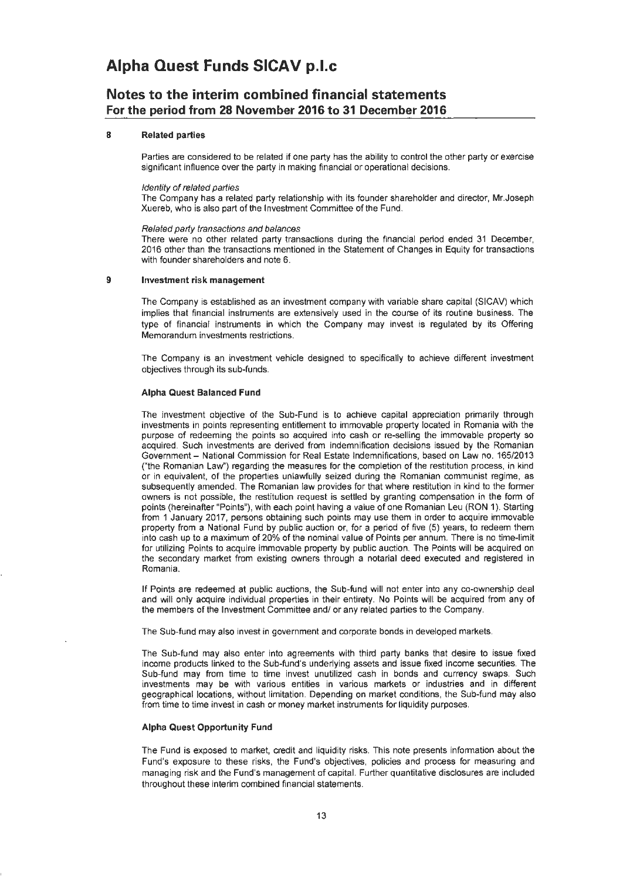# Alpha Quest Funds SICAV p.l.c

## Notes to the interim combined financial statements
### For the period from 28 November 2016 to 31 December 2016

**8 Related parties**

Parties are considered to be related if one party has the ability to control the other party or exercise significant influence over the party in making financial or operational decisions.

*Identity of related parties*

The Company has a related party relationship with its founder shareholder and director, Mr.Joseph Xuereb, who is also part of the Investment Committee of the Fund.

*Related party transactions and balances*

There were no other related party transactions during the financial period ended 31 December, 2016 other than the transactions mentioned in the Statement of Changes in Equity for transactions with founder shareholders and note 6.

**9 Investment risk management**

The Company is established as an investment company with variable share capital (SICAV) which implies that financial instruments are extensively used in the course of its routine business. The type of financial instruments in which the Company may invest is regulated by its Offering Memorandum investments restrictions.

The Company is an investment vehicle designed to specifically to achieve different investment objectives through its sub-funds.

**Alpha Quest Balanced Fund**

The investment objective of the Sub-Fund is to achieve capital appreciation primarily through investments in points representing entitlement to immovable property located in Romania with the purpose of redeeming the points so acquired into cash or re-selling the immovable property so acquired. Such investments are derived from indemnification decisions issued by the Romanian Government – National Commission for Real Estate Indemnifications, based on Law no. 165/2013 ("the Romanian Law") regarding the measures for the completion of the restitution process, in kind or in equivalent, of the properties unlawfully seized during the Romanian communist regime, as subsequently amended. The Romanian law provides for that where restitution in kind to the former owners is not possible, the restitution request is settled by granting compensation in the form of points (hereinafter "Points"), with each point having a value of one Romanian Leu (RON 1). Starting from 1 January 2017, persons obtaining such points may use them in order to acquire immovable property from a National Fund by public auction or, for a period of five (5) years, to redeem them into cash up to a maximum of 20% of the nominal value of Points per annum. There is no time-limit for utilizing Points to acquire immovable property by public auction. The Points will be acquired on the secondary market from existing owners through a notarial deed executed and registered in Romania.

If Points are redeemed at public auctions, the Sub-fund will not enter into any co-ownership deal and will only acquire individual properties in their entirety. No Points will be acquired from any of the members of the Investment Committee and/ or any related parties to the Company.

The Sub-fund may also invest in government and corporate bonds in developed markets.

The Sub-fund may also enter into agreements with third party banks that desire to issue fixed income products linked to the Sub-fund's underlying assets and issue fixed income securities. The Sub-fund may from time to time invest unutilized cash in bonds and currency swaps. Such investments may be with various entities in various markets or industries and in different geographical locations, without limitation. Depending on market conditions, the Sub-fund may also from time to time invest in cash or money market instruments for liquidity purposes.

**Alpha Quest Opportunity Fund**

The Fund is exposed to market, credit and liquidity risks. This note presents information about the Fund's exposure to these risks, the Fund's objectives, policies and process for measuring and managing risk and the Fund's management of capital. Further quantitative disclosures are included throughout these interim combined financial statements.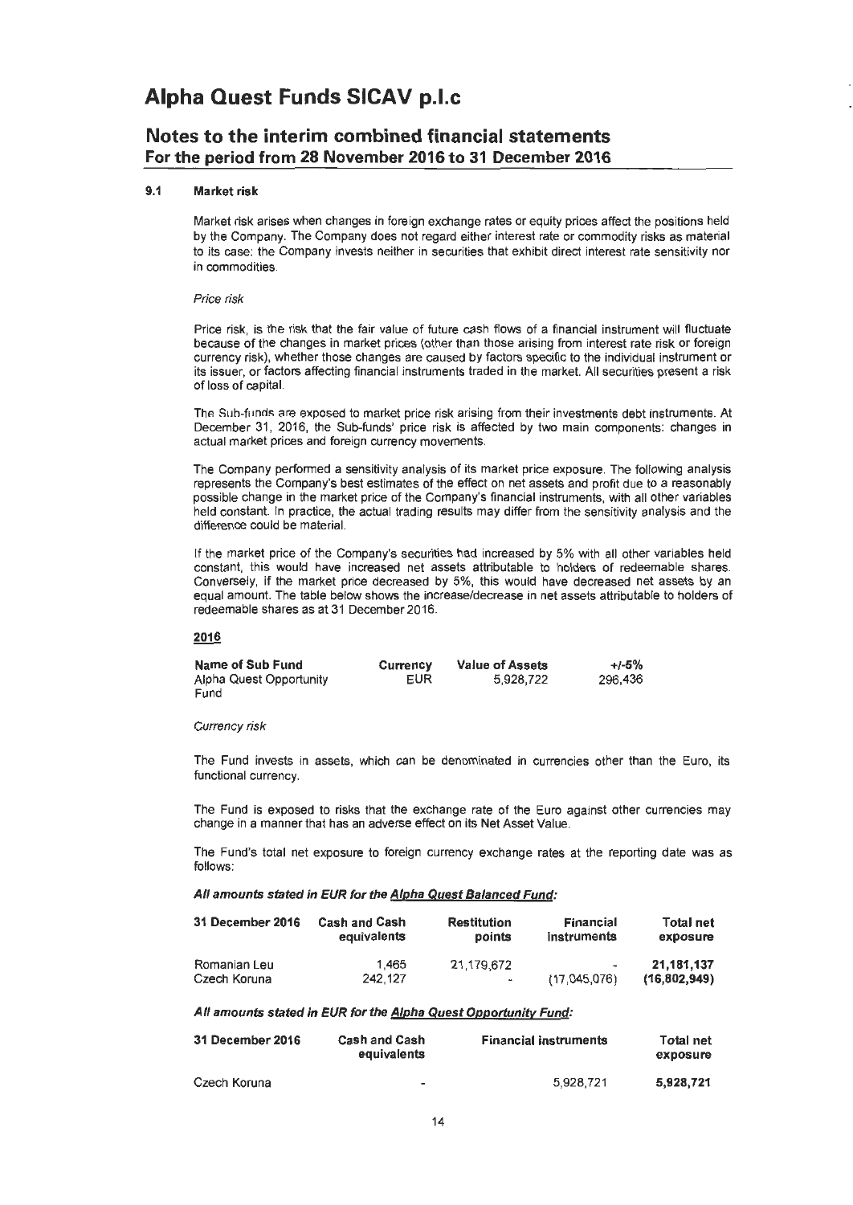# Alpha Quest Funds SICAV p.l.c

## Notes to the interim combined financial statements
**For the period from 28 November 2016 to 31 December 2016**

### 9.1 Market risk

Market risk arises when changes in foreign exchange rates or equity prices affect the positions held by the Company. The Company does not regard either interest rate or commodity risks as material to its case: the Company invests neither in securities that exhibit direct interest rate sensitivity nor in commodities.

*Price risk*

Price risk, is the risk that the fair value of future cash flows of a financial instrument will fluctuate because of the changes in market prices (other than those arising from interest rate risk or foreign currency risk), whether those changes are caused by factors specific to the individual instrument or its issuer, or factors affecting financial instruments traded in the market. All securities present a risk of loss of capital.

The Sub-funds are exposed to market price risk arising from their investments debt instruments. At December 31, 2016, the Sub-funds' price risk is affected by two main components: changes in actual market prices and foreign currency movements.

The Company performed a sensitivity analysis of its market price exposure. The following analysis represents the Company's best estimates of the effect on net assets and profit due to a reasonably possible change in the market price of the Company's financial instruments, with all other variables held constant. In practice, the actual trading results may differ from the sensitivity analysis and the difference could be material.

If the market price of the Company's securities had increased by 5% with all other variables held constant, this would have increased net assets attributable to holders of redeemable shares. Conversely, if the market price decreased by 5%, this would have decreased net assets by an equal amount. The table below shows the increase/decrease in net assets attributable to holders of redeemable shares as at 31 December 2016.

**2016**

| Name of Sub Fund | Currency | Value of Assets | +/-5% |
|---|---|---|---|
| Alpha Quest Opportunity Fund | EUR | 5,928,722 | 296,436 |

*Currency risk*

The Fund invests in assets, which can be denominated in currencies other than the Euro, its functional currency.

The Fund is exposed to risks that the exchange rate of the Euro against other currencies may change in a manner that has an adverse effect on its Net Asset Value.

The Fund's total net exposure to foreign currency exchange rates at the reporting date was as follows:

***All amounts stated in EUR for the Alpha Quest Balanced Fund:***

| 31 December 2016 | Cash and Cash equivalents | Restitution points | Financial instruments | Total net exposure |
|---|---|---|---|---|
| Romanian Leu | 1,465 | 21,179,672 | - | **21,181,137** |
| Czech Koruna | 242,127 | - | (17,045,076) | **(16,802,949)** |

***All amounts stated in EUR for the Alpha Quest Opportunity Fund:***

| 31 December 2016 | Cash and Cash equivalents | Financial instruments | Total net exposure |
|---|---|---|---|
| Czech Koruna | - | 5,928,721 | **5,928,721** |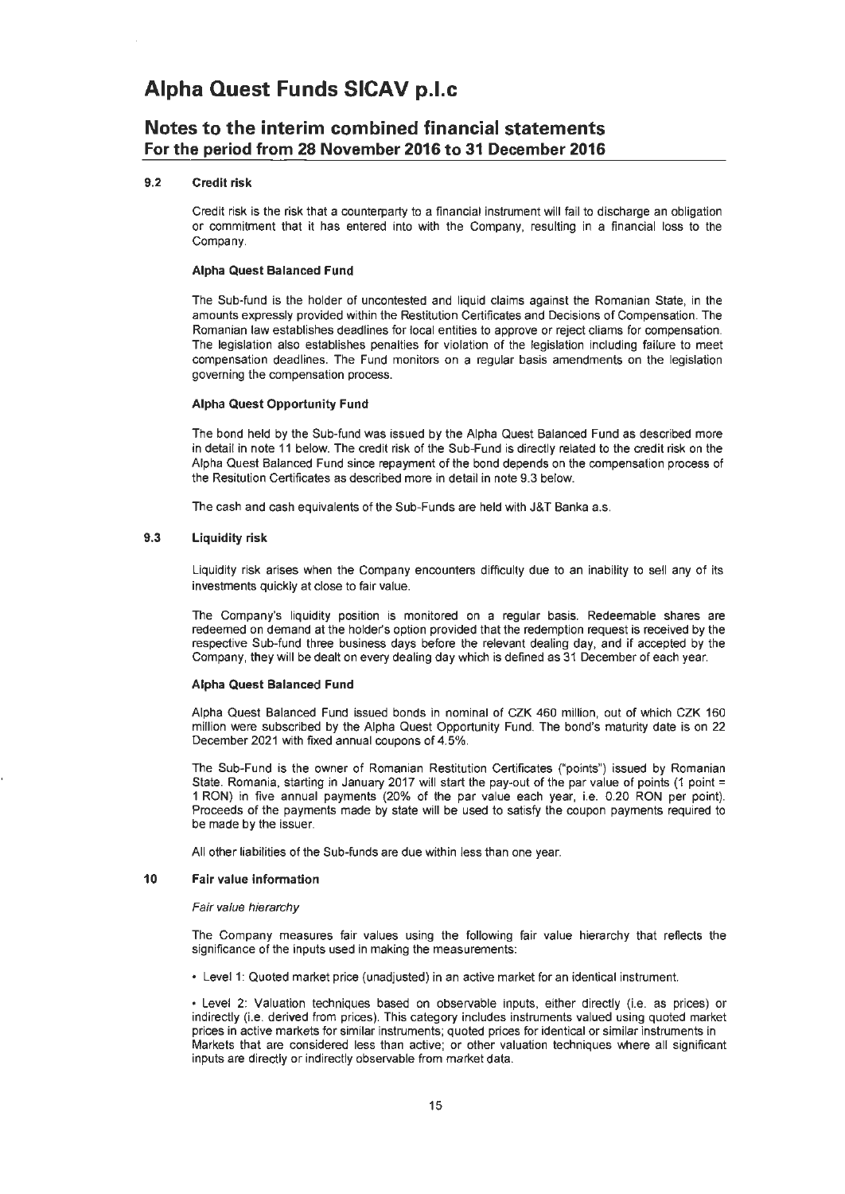### 9.2 Credit risk

Credit risk is the risk that a counterparty to a financial instrument will fail to discharge an obligation or commitment that it has entered into with the Company, resulting in a financial loss to the Company.

**Alpha Quest Balanced Fund**

The Sub-fund is the holder of uncontested and liquid claims against the Romanian State, in the amounts expressly provided within the Restitution Certificates and Decisions of Compensation. The Romanian law establishes deadlines for local entities to approve or reject cliams for compensation. The legislation also establishes penalties for violation of the legislation including failure to meet compensation deadlines. The Fund monitors on a regular basis amendments on the legislation governing the compensation process.

**Alpha Quest Opportunity Fund**

The bond held by the Sub-fund was issued by the Alpha Quest Balanced Fund as described more in detail in note 11 below. The credit risk of the Sub-Fund is directly related to the credit risk on the Alpha Quest Balanced Fund since repayment of the bond depends on the compensation process of the Resitution Certificates as described more in detail in note 9.3 below.

The cash and cash equivalents of the Sub-Funds are held with J&T Banka a.s.

### 9.3 Liquidity risk

Liquidity risk arises when the Company encounters difficulty due to an inability to sell any of its investments quickly at close to fair value.

The Company's liquidity position is monitored on a regular basis. Redeemable shares are redeemed on demand at the holder's option provided that the redemption request is received by the respective Sub-fund three business days before the relevant dealing day, and if accepted by the Company, they will be dealt on every dealing day which is defined as 31 December of each year.

**Alpha Quest Balanced Fund**

Alpha Quest Balanced Fund issued bonds in nominal of CZK 460 million, out of which CZK 160 million were subscribed by the Alpha Quest Opportunity Fund. The bond's maturity date is on 22 December 2021 with fixed annual coupons of 4.5%.

The Sub-Fund is the owner of Romanian Restitution Certificates ("points") issued by Romanian State. Romania, starting in January 2017 will start the pay-out of the par value of points (1 point = 1 RON) in five annual payments (20% of the par value each year, i.e. 0.20 RON per point). Proceeds of the payments made by state will be used to satisfy the coupon payments required to be made by the issuer.

All other liabilities of the Sub-funds are due within less than one year.

## 10 Fair value information

*Fair value hierarchy*

The Company measures fair values using the following fair value hierarchy that reflects the significance of the inputs used in making the measurements:

• Level 1: Quoted market price (unadjusted) in an active market for an identical instrument.

• Level 2: Valuation techniques based on observable inputs, either directly (i.e. as prices) or indirectly (i.e. derived from prices). This category includes instruments valued using quoted market prices in active markets for similar instruments; quoted prices for identical or similar instruments in Markets that are considered less than active; or other valuation techniques where all significant inputs are directly or indirectly observable from market data.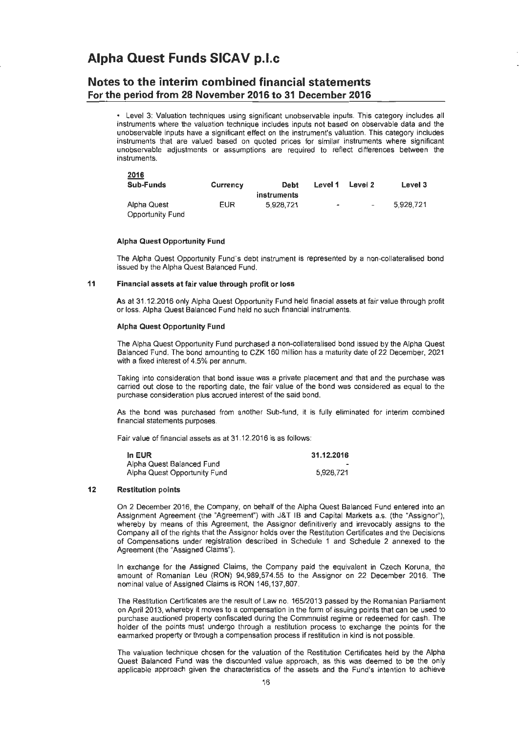- Level 3: Valuation techniques using significant unobservable inputs. This category includes all instruments where the valuation technique includes inputs not based on observable data and the unobservable inputs have a significant effect on the instrument's valuation. This category includes instruments that are valued based on quoted prices for similar instruments where significant unobservable adjustments or assumptions are required to reflect differences between the instruments.

| 2016 Sub-Funds | Currency | Debt instruments | Level 1 | Level 2 | Level 3 |
|---|---|---|---|---|---|
| Alpha Quest Opportunity Fund | EUR | 5,928,721 | - | - | 5,928,721 |

**Alpha Quest Opportunity Fund**

The Alpha Quest Opportunity Fund's debt instrument is represented by a non-collateralised bond issued by the Alpha Quest Balanced Fund.

## 11 Financial assets at fair value through profit or loss

As at 31.12.2016 only Alpha Quest Opportunity Fund held finacial assets at fair value through profit or loss. Alpha Quest Balanced Fund held no such financial instruments.

**Alpha Quest Opportunity Fund**

The Alpha Quest Opportunity Fund purchased a non-collateralised bond issued by the Alpha Quest Balanced Fund. The bond amounting to CZK 160 million has a maturity date of 22 December, 2021 with a fixed interest of 4.5% per annum.

Taking into consideration that bond issue was a private placement and that and the purchase was carried out close to the reporting date, the fair value of the bond was considered as equal to the purchase consideration plus accrued interest of the said bond.

As the bond was purchased from another Sub-fund, it is fully eliminated for interim combined financial statements purposes.

Fair value of financial assets as at 31.12.2016 is as follows:

| In EUR | 31.12.2016 |
|---|---|
| Alpha Quest Balanced Fund | - |
| Alpha Quest Opportunity Fund | 5,928,721 |

## 12 Restitution points

On 2 December 2016, the Company, on behalf of the Alpha Quest Balanced Fund entered into an Assignment Agreement (the "Agreement") with J&T IB and Capital Markets a.s. (the "Assignor"), whereby by means of this Agreement, the Assignor definitiverly and irrevocably assigns to the Company all of the rights that the Assignor holds over the Restitution Certificates and the Decisions of Compensations under registration described in Schedule 1 and Schedule 2 annexed to the Agreement (the "Assigned Claims").

In exchange for the Assigned Claims, the Company paid the equivalent in Czech Koruna, the amount of Romanian Leu (RON) 94,989,574.55 to the Assignor on 22 December 2016. The nominal value of Assigned Claims is RON 146,137,807.

The Restitution Certificates are the result of Law no. 165/2013 passed by the Romanian Parliament on April 2013, whereby it moves to a compensation in the form of issuing points that can be used to purchase auctioned property confiscated during the Commnuist regime or redeemed for cash. The holder of the points must undergo through a restitution process to exchange the points for the earmarked property or through a compensation process if restitution in kind is not possible.

The valuation technique chosen for the valuation of the Restitution Certificates held by the Alpha Quest Balanced Fund was the discounted value approach, as this was deemed to be the only applicable approach given the characteristics of the assets and the Fund's intention to achieve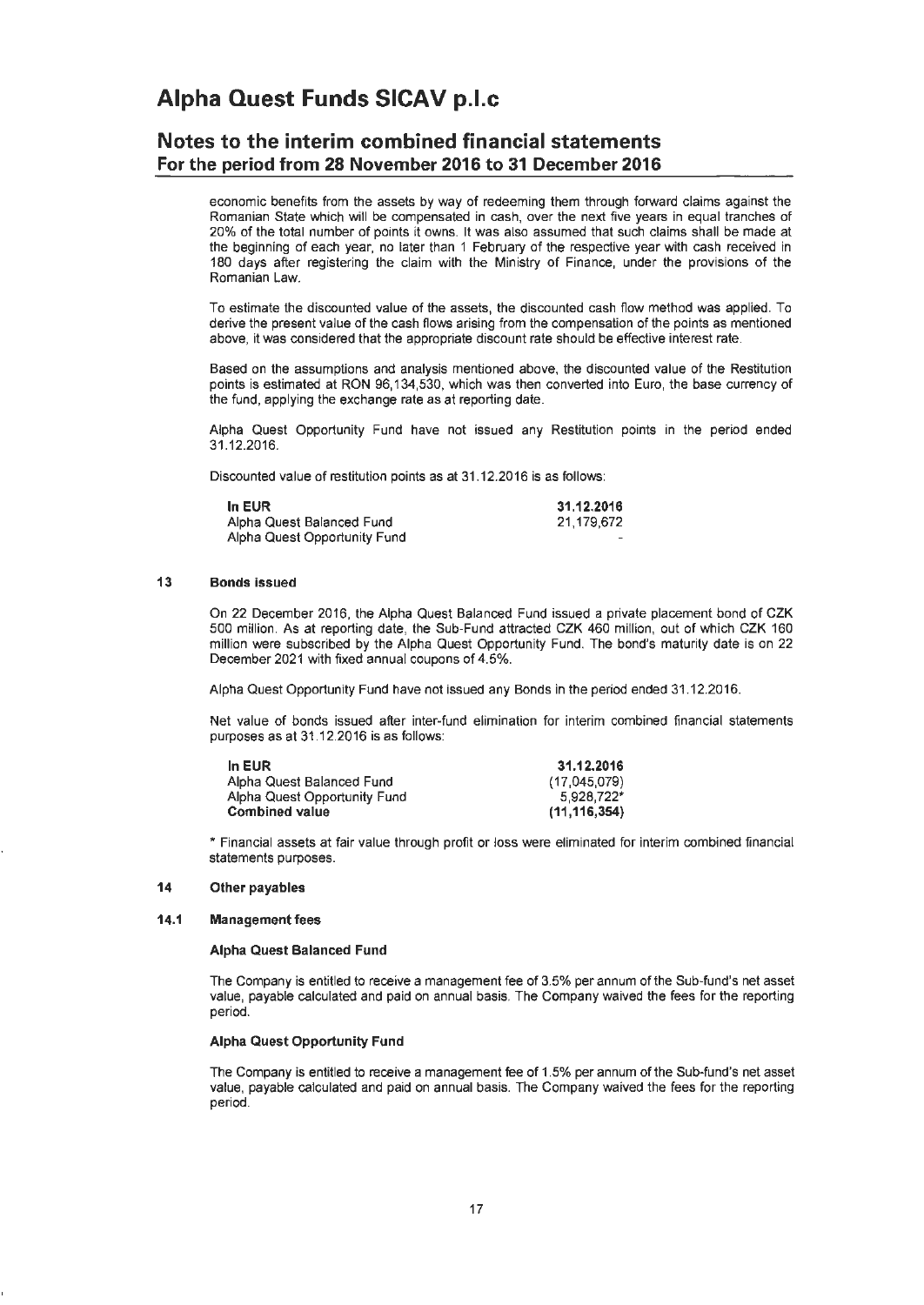economic benefits from the assets by way of redeeming them through forward claims against the Romanian State which will be compensated in cash, over the next five years in equal tranches of 20% of the total number of points it owns. It was also assumed that such claims shall be made at the beginning of each year, no later than 1 February of the respective year with cash received in 180 days after registering the claim with the Ministry of Finance, under the provisions of the Romanian Law.

To estimate the discounted value of the assets, the discounted cash flow method was applied. To derive the present value of the cash flows arising from the compensation of the points as mentioned above, it was considered that the appropriate discount rate should be effective interest rate.

Based on the assumptions and analysis mentioned above, the discounted value of the Restitution points is estimated at RON 96,134,530, which was then converted into Euro, the base currency of the fund, applying the exchange rate as at reporting date.

Alpha Quest Opportunity Fund have not issued any Restitution points in the period ended 31.12.2016.

Discounted value of restitution points as at 31.12.2016 is as follows:

| In EUR | 31.12.2016 |
|---|---|
| Alpha Quest Balanced Fund | 21,179,672 |
| Alpha Quest Opportunity Fund | - |

## 13 Bonds issued

On 22 December 2016, the Alpha Quest Balanced Fund issued a private placement bond of CZK 500 million. As at reporting date, the Sub-Fund attracted CZK 460 million, out of which CZK 160 million were subscribed by the Alpha Quest Opportunity Fund. The bond's maturity date is on 22 December 2021 with fixed annual coupons of 4.5%.

Alpha Quest Opportunity Fund have not issued any Bonds in the period ended 31.12.2016.

Net value of bonds issued after inter-fund elimination for interim combined financial statements purposes as at 31.12.2016 is as follows:

| In EUR | 31.12.2016 |
|---|---|
| Alpha Quest Balanced Fund | (17,045,079) |
| Alpha Quest Opportunity Fund | 5,928,722* |
| **Combined value** | **(11,116,354)** |

\* Financial assets at fair value through profit or loss were eliminated for interim combined financial statements purposes.

## 14 Other payables

### 14.1 Management fees

**Alpha Quest Balanced Fund**

The Company is entitled to receive a management fee of 3.5% per annum of the Sub-fund's net asset value, payable calculated and paid on annual basis. The Company waived the fees for the reporting period.

**Alpha Quest Opportunity Fund**

The Company is entitled to receive a management fee of 1.5% per annum of the Sub-fund's net asset value, payable calculated and paid on annual basis. The Company waived the fees for the reporting period.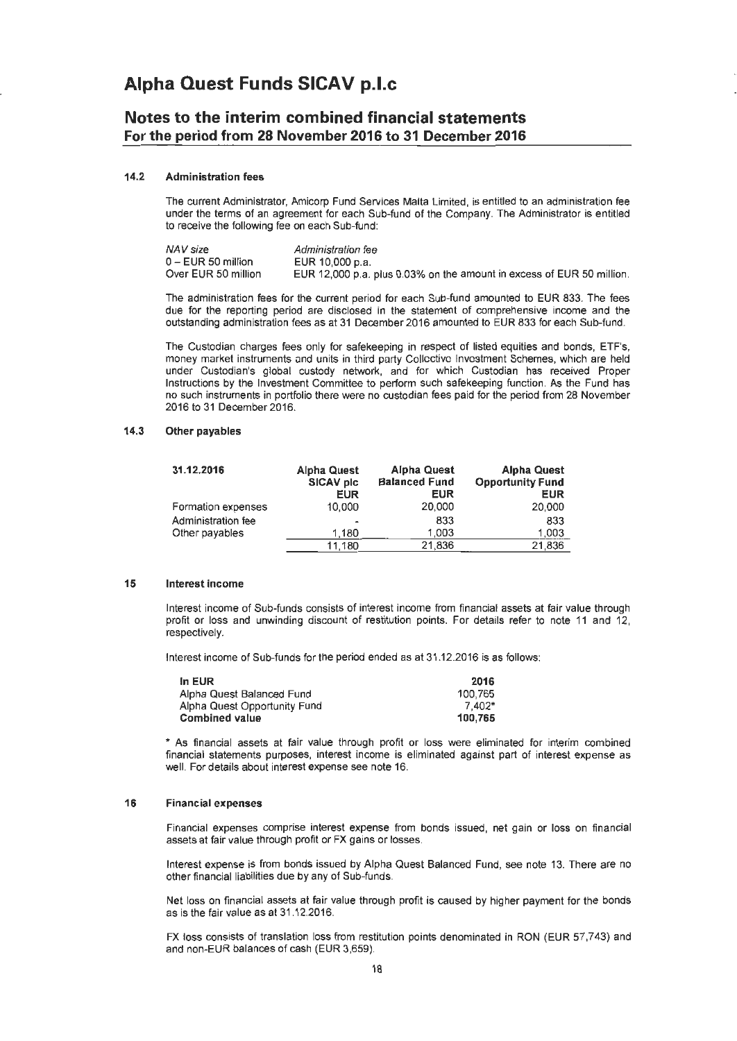# Alpha Quest Funds SICAV p.l.c

## Notes to the interim combined financial statements
## For the period from 28 November 2016 to 31 December 2016

### 14.2 Administration fees

The current Administrator, Amicorp Fund Services Malta Limited, is entitled to an administration fee under the terms of an agreement for each Sub-fund of the Company. The Administrator is entitled to receive the following fee on each Sub-fund:

| *NAV size* | *Administration fee* |
|---|---|
| 0 – EUR 50 million | EUR 10,000 p.a. |
| Over EUR 50 million | EUR 12,000 p.a. plus 0.03% on the amount in excess of EUR 50 million. |

The administration fees for the current period for each Sub-fund amounted to EUR 833. The fees due for the reporting period are disclosed in the statement of comprehensive income and the outstanding administration fees as at 31 December 2016 amounted to EUR 833 for each Sub-fund.

The Custodian charges fees only for safekeeping in respect of listed equities and bonds, ETF's, money market instruments and units in third party Collective Investment Schemes, which are held under Custodian's global custody network, and for which Custodian has received Proper Instructions by the Investment Committee to perform such safekeeping function. As the Fund has no such instruments in portfolio there were no custodian fees paid for the period from 28 November 2016 to 31 December 2016.

### 14.3 Other payables

| 31.12.2016 | Alpha Quest SICAV plc EUR | Alpha Quest Balanced Fund EUR | Alpha Quest Opportunity Fund EUR |
|---|---|---|---|
| Formation expenses | 10,000 | 20,000 | 20,000 |
| Administration fee | - | 833 | 833 |
| Other payables | 1,180 | 1,003 | 1,003 |
| | 11,180 | 21,836 | 21,836 |

### 15 Interest income

Interest income of Sub-funds consists of interest income from financial assets at fair value through profit or loss and unwinding discount of restitution points. For details refer to note 11 and 12, respectively.

Interest income of Sub-funds for the period ended as at 31.12.2016 is as follows:

| In EUR | 2016 |
|---|---|
| Alpha Quest Balanced Fund | 100,765 |
| Alpha Quest Opportunity Fund | 7,402* |
| **Combined value** | **100,765** |

\* As financial assets at fair value through profit or loss were eliminated for interim combined financial statements purposes, interest income is eliminated against part of interest expense as well. For details about interest expense see note 16.

### 16 Financial expenses

Financial expenses comprise interest expense from bonds issued, net gain or loss on financial assets at fair value through profit or FX gains or losses.

Interest expense is from bonds issued by Alpha Quest Balanced Fund, see note 13. There are no other financial liabilities due by any of Sub-funds.

Net loss on financial assets at fair value through profit is caused by higher payment for the bonds as is the fair value as at 31.12.2016.

FX loss consists of translation loss from restitution points denominated in RON (EUR 57,743) and and non-EUR balances of cash (EUR 3,659).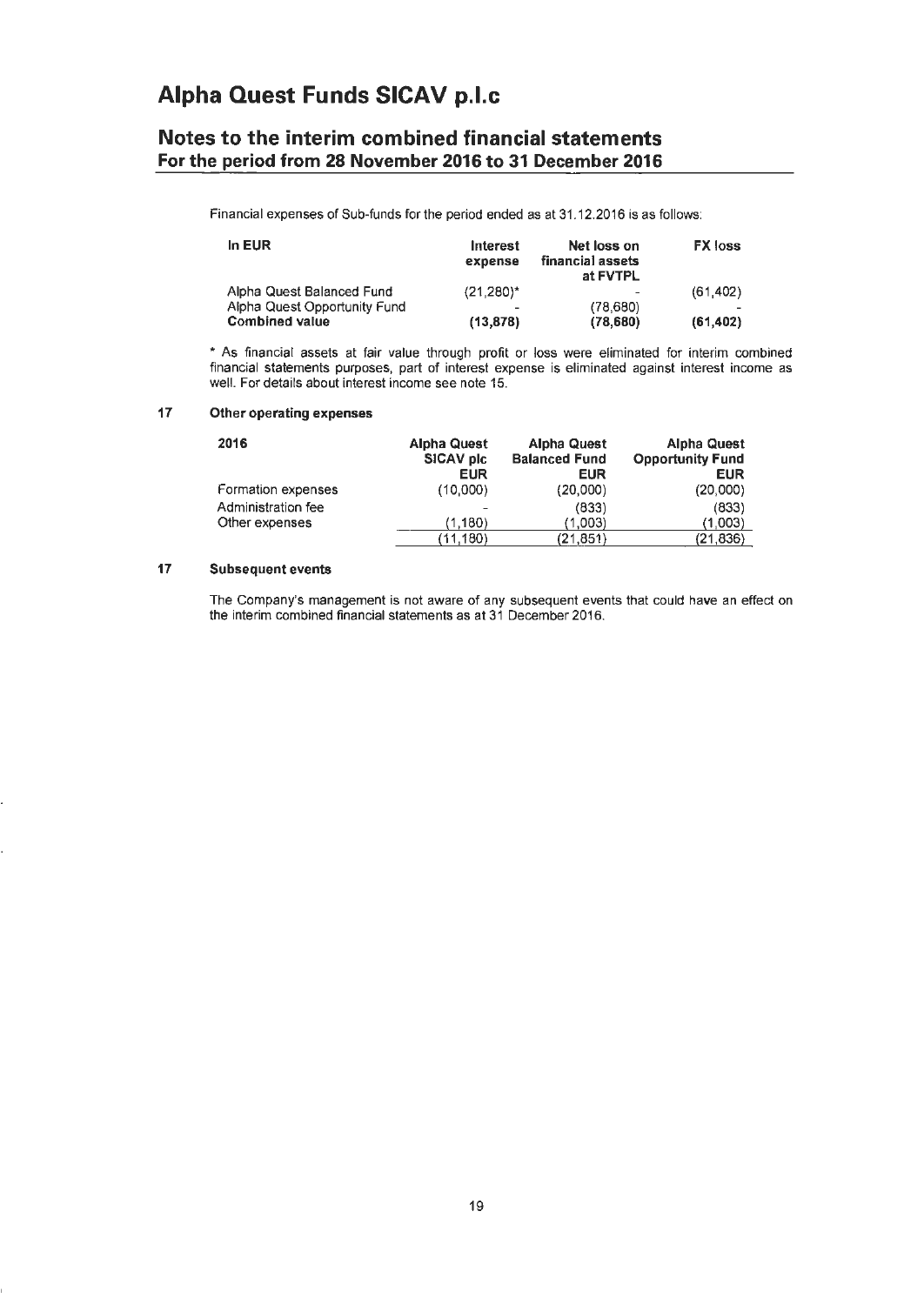Financial expenses of Sub-funds for the period ended as at 31.12.2016 is as follows:

| In EUR | Interest expense | Net loss on financial assets at FVTPL | FX loss |
|---|---|---|---|
| Alpha Quest Balanced Fund | (21,280)* | - | (61,402) |
| Alpha Quest Opportunity Fund | - | (78,680) | - |
| **Combined value** | **(13,878)** | **(78,680)** | **(61,402)** |

* As financial assets at fair value through profit or loss were eliminated for interim combined financial statements purposes, part of interest expense is eliminated against interest income as well. For details about interest income see note 15.

## 17 Other operating expenses

| 2016 | Alpha Quest SICAV plc EUR | Alpha Quest Balanced Fund EUR | Alpha Quest Opportunity Fund EUR |
|---|---|---|---|
| Formation expenses | (10,000) | (20,000) | (20,000) |
| Administration fee | - | (833) | (833) |
| Other expenses | (1,180) | (1,003) | (1,003) |
| | (11,180) | (21,851) | (21,836) |

## 17 Subsequent events

The Company's management is not aware of any subsequent events that could have an effect on the interim combined financial statements as at 31 December 2016.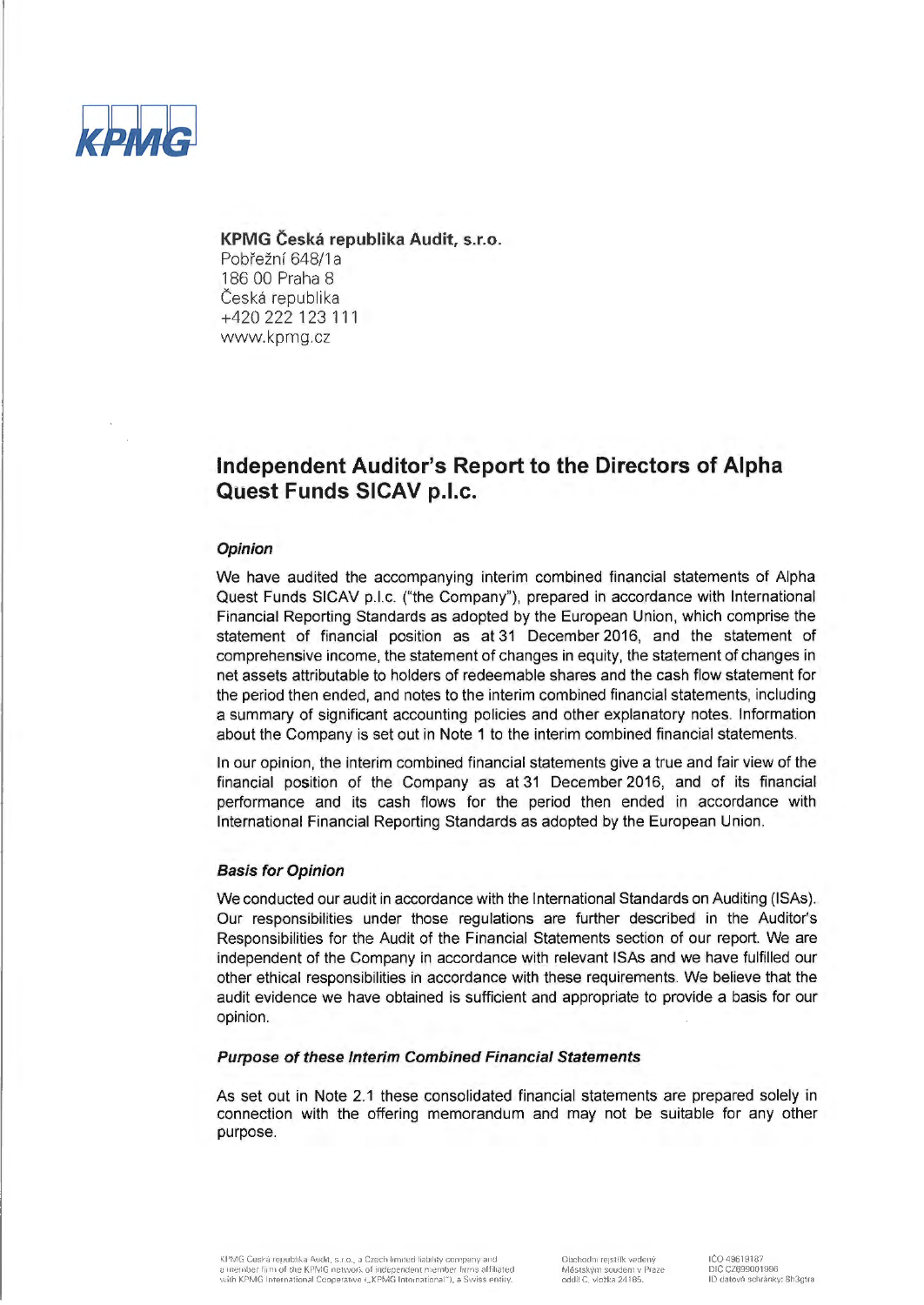KPMG

**KPMG Česká republika Audit, s.r.o.**
Pobřežní 648/1a
186 00 Praha 8
Česká republika
+420 222 123 111
www.kpmg.cz

# Independent Auditor's Report to the Directors of Alpha Quest Funds SICAV p.l.c.

### *Opinion*

We have audited the accompanying interim combined financial statements of Alpha Quest Funds SICAV p.l.c. ("the Company"), prepared in accordance with International Financial Reporting Standards as adopted by the European Union, which comprise the statement of financial position as at 31 December 2016, and the statement of comprehensive income, the statement of changes in equity, the statement of changes in net assets attributable to holders of redeemable shares and the cash flow statement for the period then ended, and notes to the interim combined financial statements, including a summary of significant accounting policies and other explanatory notes. Information about the Company is set out in Note 1 to the interim combined financial statements.

In our opinion, the interim combined financial statements give a true and fair view of the financial position of the Company as at 31 December 2016, and of its financial performance and its cash flows for the period then ended in accordance with International Financial Reporting Standards as adopted by the European Union.

### *Basis for Opinion*

We conducted our audit in accordance with the International Standards on Auditing (ISAs). Our responsibilities under those regulations are further described in the Auditor's Responsibilities for the Audit of the Financial Statements section of our report. We are independent of the Company in accordance with relevant ISAs and we have fulfilled our other ethical responsibilities in accordance with these requirements. We believe that the audit evidence we have obtained is sufficient and appropriate to provide a basis for our opinion.

### *Purpose of these Interim Combined Financial Statements*

As set out in Note 2.1 these consolidated financial statements are prepared solely in connection with the offering memorandum and may not be suitable for any other purpose.

KPMG Česká republika Audit, s.r.o., a Czech limited liability company and a member firm of the KPMG network of independent member firms affiliated with KPMG International Cooperative ("KPMG International"), a Swiss entity.

Obchodní rejstřík vedený Městským soudem v Praze oddíl C, vložka 24185.

IČO 49619187
DIČ CZ699001996
ID datové schránky: 8h3gtra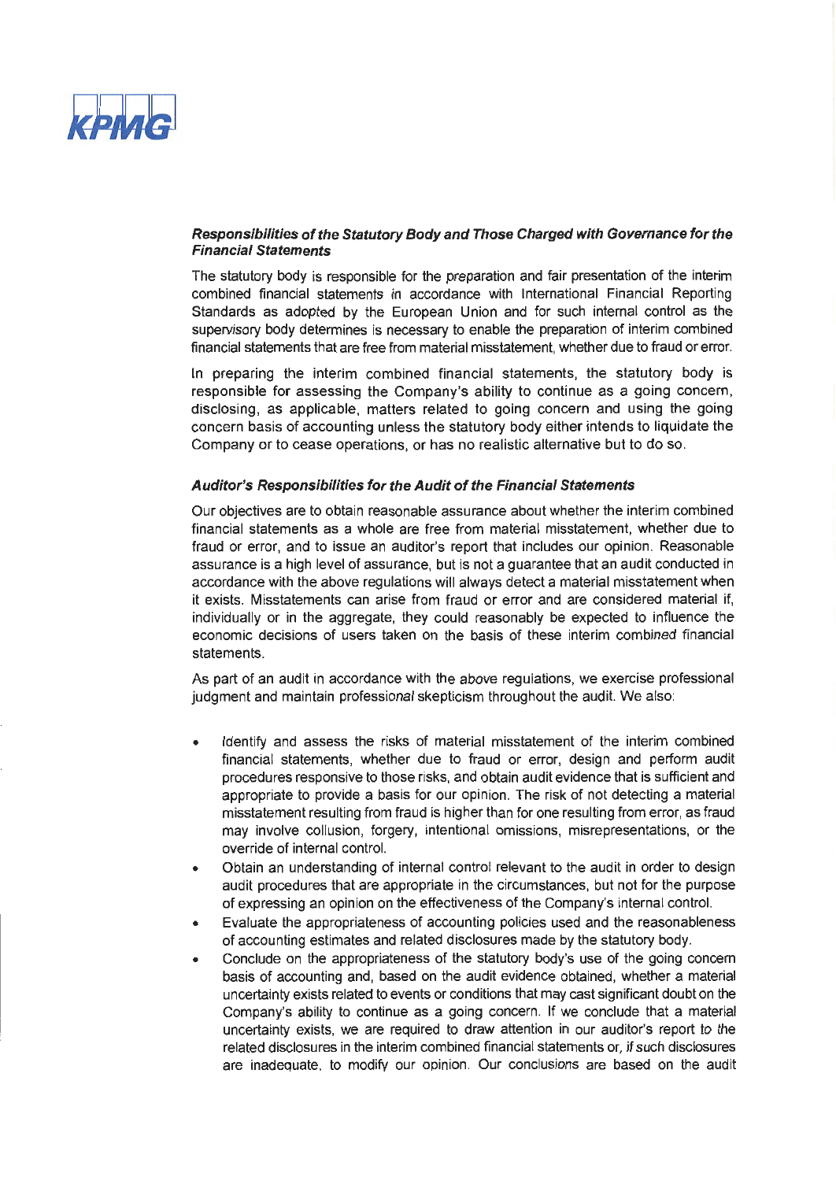### *Responsibilities of the Statutory Body and Those Charged with Governance for the Financial Statements*

The statutory body is responsible for the preparation and fair presentation of the interim combined financial statements in accordance with International Financial Reporting Standards as adopted by the European Union and for such internal control as the supervisory body determines is necessary to enable the preparation of interim combined financial statements that are free from material misstatement, whether due to fraud or error.

In preparing the interim combined financial statements, the statutory body is responsible for assessing the Company's ability to continue as a going concern, disclosing, as applicable, matters related to going concern and using the going concern basis of accounting unless the statutory body either intends to liquidate the Company or to cease operations, or has no realistic alternative but to do so.

### *Auditor's Responsibilities for the Audit of the Financial Statements*

Our objectives are to obtain reasonable assurance about whether the interim combined financial statements as a whole are free from material misstatement, whether due to fraud or error, and to issue an auditor's report that includes our opinion. Reasonable assurance is a high level of assurance, but is not a guarantee that an audit conducted in accordance with the above regulations will always detect a material misstatement when it exists. Misstatements can arise from fraud or error and are considered material if, individually or in the aggregate, they could reasonably be expected to influence the economic decisions of users taken on the basis of these interim combined financial statements.

As part of an audit in accordance with the above regulations, we exercise professional judgment and maintain professional skepticism throughout the audit. We also:

- Identify and assess the risks of material misstatement of the interim combined financial statements, whether due to fraud or error, design and perform audit procedures responsive to those risks, and obtain audit evidence that is sufficient and appropriate to provide a basis for our opinion. The risk of not detecting a material misstatement resulting from fraud is higher than for one resulting from error, as fraud may involve collusion, forgery, intentional omissions, misrepresentations, or the override of internal control.
- Obtain an understanding of internal control relevant to the audit in order to design audit procedures that are appropriate in the circumstances, but not for the purpose of expressing an opinion on the effectiveness of the Company's internal control.
- Evaluate the appropriateness of accounting policies used and the reasonableness of accounting estimates and related disclosures made by the statutory body.
- Conclude on the appropriateness of the statutory body's use of the going concern basis of accounting and, based on the audit evidence obtained, whether a material uncertainty exists related to events or conditions that may cast significant doubt on the Company's ability to continue as a going concern. If we conclude that a material uncertainty exists, we are required to draw attention in our auditor's report to the related disclosures in the interim combined financial statements or, if such disclosures are inadequate, to modify our opinion. Our conclusions are based on the audit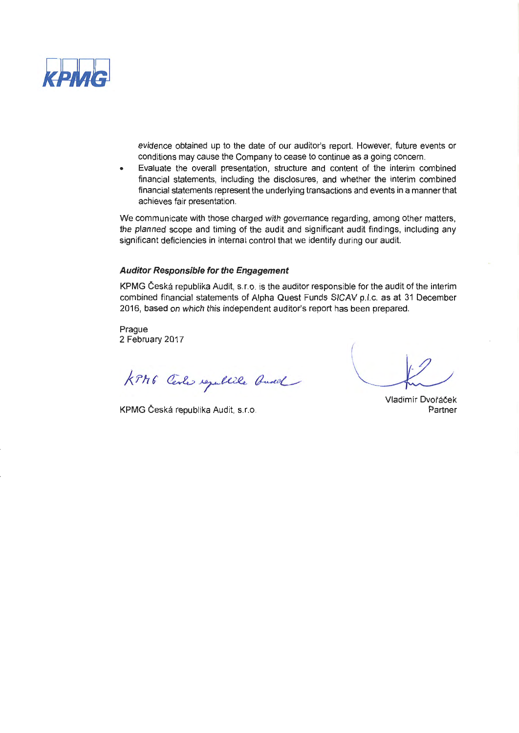evidence obtained up to the date of our auditor's report. However, future events or conditions may cause the Company to cease to continue as a going concern.

- Evaluate the overall presentation, structure and content of the interim combined financial statements, including the disclosures, and whether the interim combined financial statements represent the underlying transactions and events in a manner that achieves fair presentation.

We communicate with those charged with governance regarding, among other matters, the planned scope and timing of the audit and significant audit findings, including any significant deficiencies in internal control that we identify during our audit.

### *Auditor Responsible for the Engagement*

KPMG Česká republika Audit, s.r.o. is the auditor responsible for the audit of the interim combined financial statements of Alpha Quest Funds SICAV p.l.c. as at 31 December 2016, based on which this independent auditor's report has been prepared.

Prague
2 February 2017

KPMG Česká republika Audit, s.r.o.

Vladimír Dvořáček
Partner